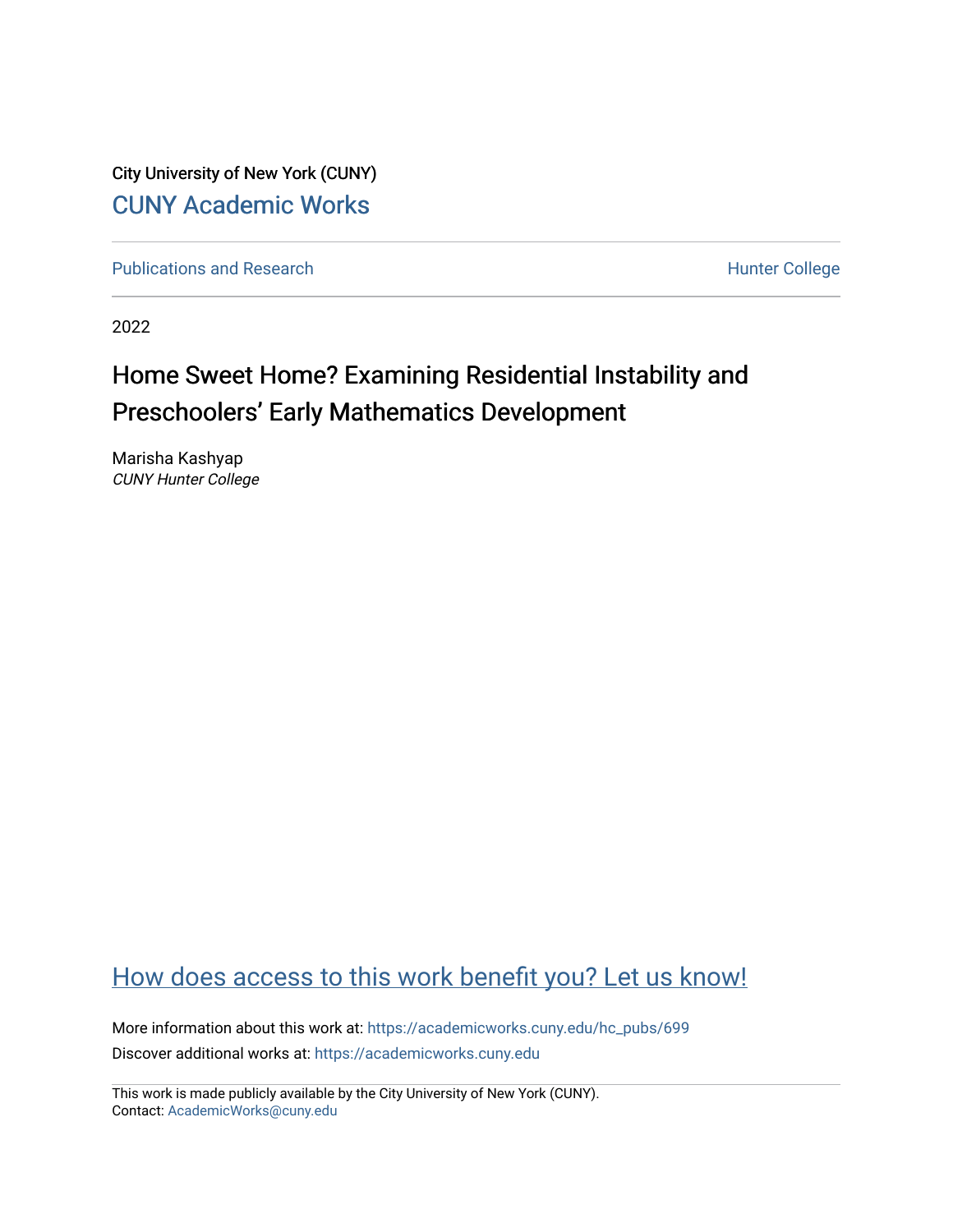City University of New York (CUNY)

CUNY Academic Works

Publications and Research

Hunter College

2022

# Home Sweet Home? Examining Residential Instability and Preschoolers' Early Mathematics Development

Marisha Kashyap
*CUNY Hunter College*

How does access to this work benefit you? Let us know!

More information about this work at: https://academicworks.cuny.edu/hc_pubs/699

Discover additional works at: https://academicworks.cuny.edu

This work is made publicly available by the City University of New York (CUNY).
Contact: AcademicWorks@cuny.edu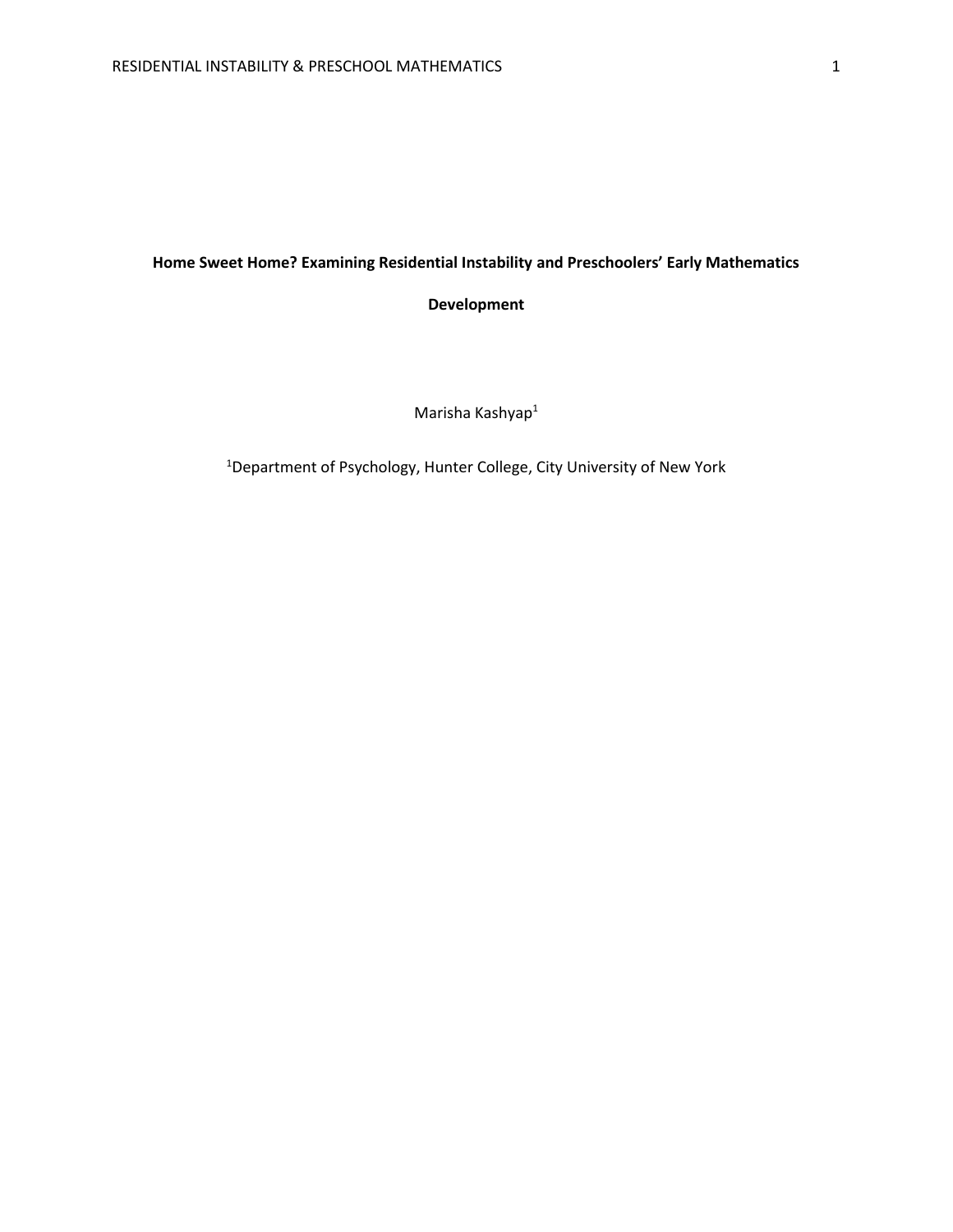**Home Sweet Home? Examining Residential Instability and Preschoolers' Early Mathematics Development**

Marisha Kashyap[1]

[1]Department of Psychology, Hunter College, City University of New York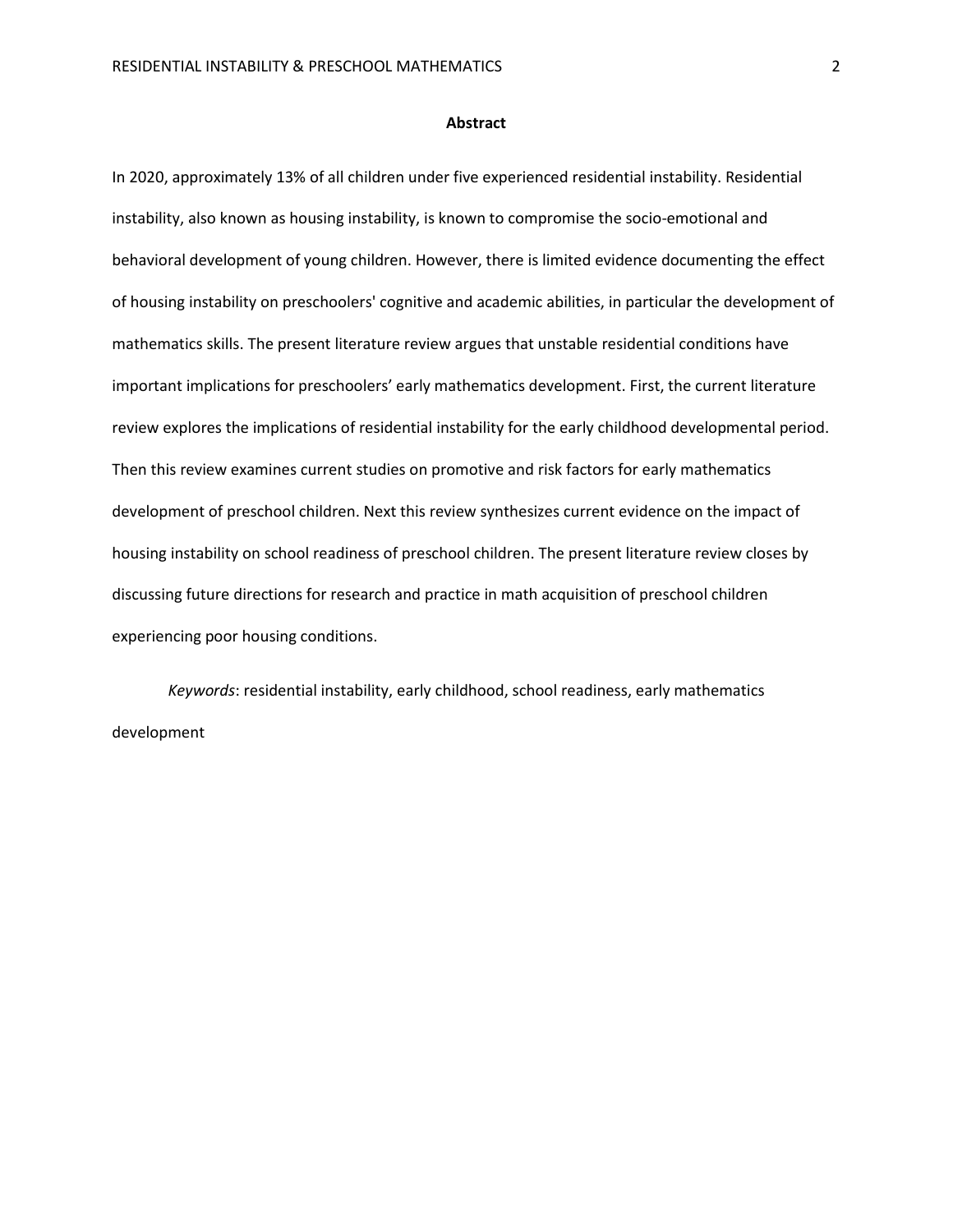## Abstract

In 2020, approximately 13% of all children under five experienced residential instability. Residential instability, also known as housing instability, is known to compromise the socio-emotional and behavioral development of young children. However, there is limited evidence documenting the effect of housing instability on preschoolers' cognitive and academic abilities, in particular the development of mathematics skills. The present literature review argues that unstable residential conditions have important implications for preschoolers' early mathematics development. First, the current literature review explores the implications of residential instability for the early childhood developmental period. Then this review examines current studies on promotive and risk factors for early mathematics development of preschool children. Next this review synthesizes current evidence on the impact of housing instability on school readiness of preschool children. The present literature review closes by discussing future directions for research and practice in math acquisition of preschool children experiencing poor housing conditions.

*Keywords*: residential instability, early childhood, school readiness, early mathematics development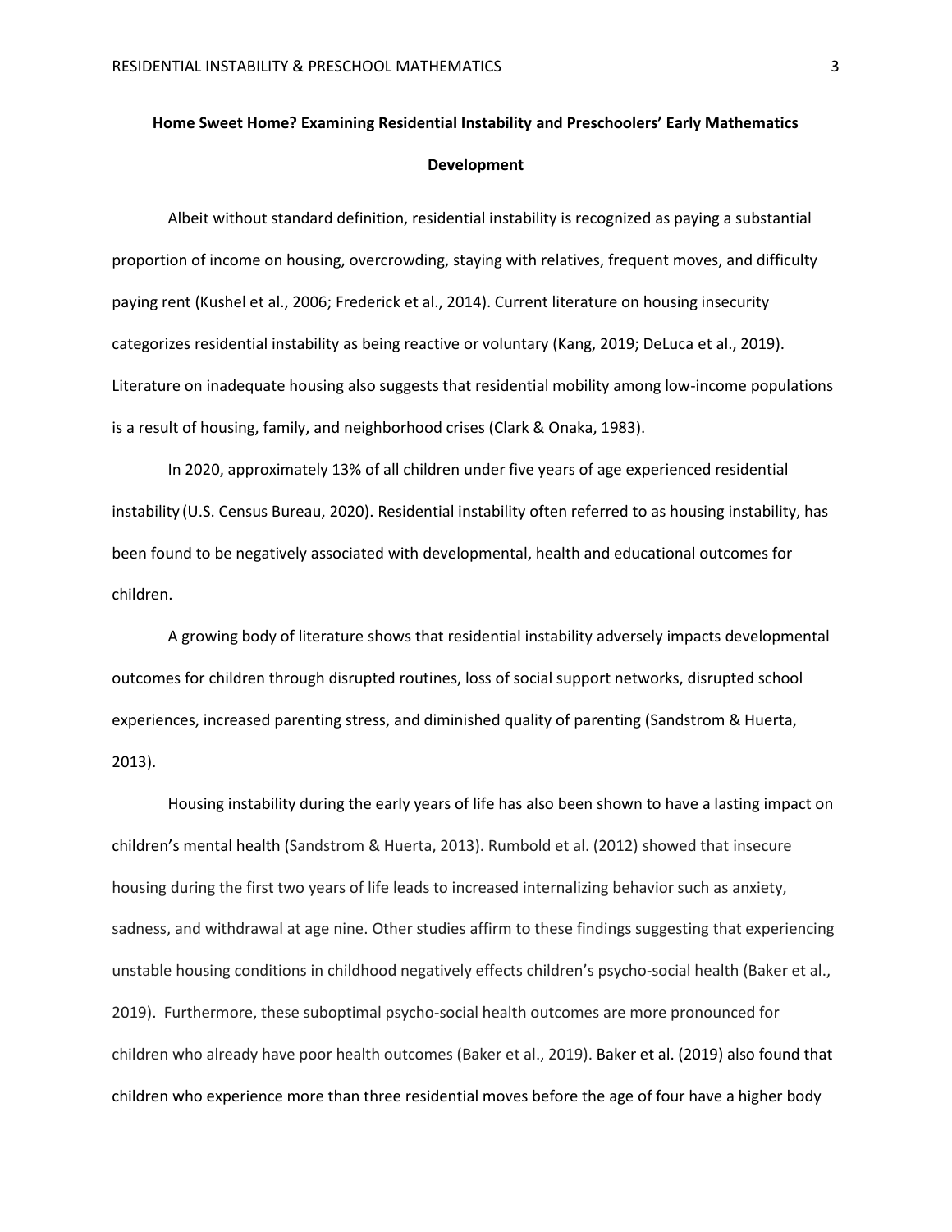# Home Sweet Home? Examining Residential Instability and Preschoolers' Early Mathematics Development

Albeit without standard definition, residential instability is recognized as paying a substantial proportion of income on housing, overcrowding, staying with relatives, frequent moves, and difficulty paying rent (Kushel et al., 2006; Frederick et al., 2014). Current literature on housing insecurity categorizes residential instability as being reactive or voluntary (Kang, 2019; DeLuca et al., 2019). Literature on inadequate housing also suggests that residential mobility among low-income populations is a result of housing, family, and neighborhood crises (Clark & Onaka, 1983).

In 2020, approximately 13% of all children under five years of age experienced residential instability (U.S. Census Bureau, 2020). Residential instability often referred to as housing instability, has been found to be negatively associated with developmental, health and educational outcomes for children.

A growing body of literature shows that residential instability adversely impacts developmental outcomes for children through disrupted routines, loss of social support networks, disrupted school experiences, increased parenting stress, and diminished quality of parenting (Sandstrom & Huerta, 2013).

Housing instability during the early years of life has also been shown to have a lasting impact on children's mental health (Sandstrom & Huerta, 2013). Rumbold et al. (2012) showed that insecure housing during the first two years of life leads to increased internalizing behavior such as anxiety, sadness, and withdrawal at age nine. Other studies affirm to these findings suggesting that experiencing unstable housing conditions in childhood negatively effects children's psycho-social health (Baker et al., 2019). Furthermore, these suboptimal psycho-social health outcomes are more pronounced for children who already have poor health outcomes (Baker et al., 2019). Baker et al. (2019) also found that children who experience more than three residential moves before the age of four have a higher body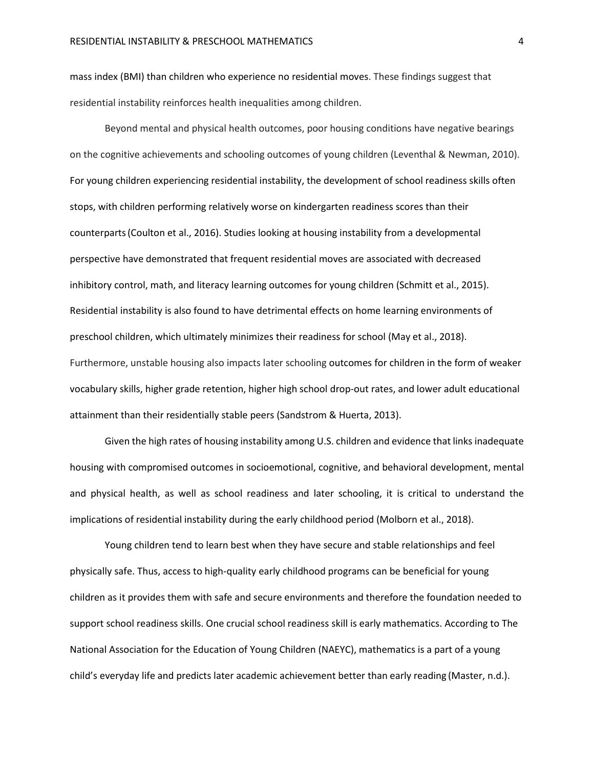mass index (BMI) than children who experience no residential moves. These findings suggest that residential instability reinforces health inequalities among children.

Beyond mental and physical health outcomes, poor housing conditions have negative bearings on the cognitive achievements and schooling outcomes of young children (Leventhal & Newman, 2010). For young children experiencing residential instability, the development of school readiness skills often stops, with children performing relatively worse on kindergarten readiness scores than their counterparts (Coulton et al., 2016). Studies looking at housing instability from a developmental perspective have demonstrated that frequent residential moves are associated with decreased inhibitory control, math, and literacy learning outcomes for young children (Schmitt et al., 2015). Residential instability is also found to have detrimental effects on home learning environments of preschool children, which ultimately minimizes their readiness for school (May et al., 2018). Furthermore, unstable housing also impacts later schooling outcomes for children in the form of weaker vocabulary skills, higher grade retention, higher high school drop-out rates, and lower adult educational attainment than their residentially stable peers (Sandstrom & Huerta, 2013).

Given the high rates of housing instability among U.S. children and evidence that links inadequate housing with compromised outcomes in socioemotional, cognitive, and behavioral development, mental and physical health, as well as school readiness and later schooling, it is critical to understand the implications of residential instability during the early childhood period (Molborn et al., 2018).

Young children tend to learn best when they have secure and stable relationships and feel physically safe. Thus, access to high-quality early childhood programs can be beneficial for young children as it provides them with safe and secure environments and therefore the foundation needed to support school readiness skills. One crucial school readiness skill is early mathematics. According to The National Association for the Education of Young Children (NAEYC), mathematics is a part of a young child's everyday life and predicts later academic achievement better than early reading (Master, n.d.).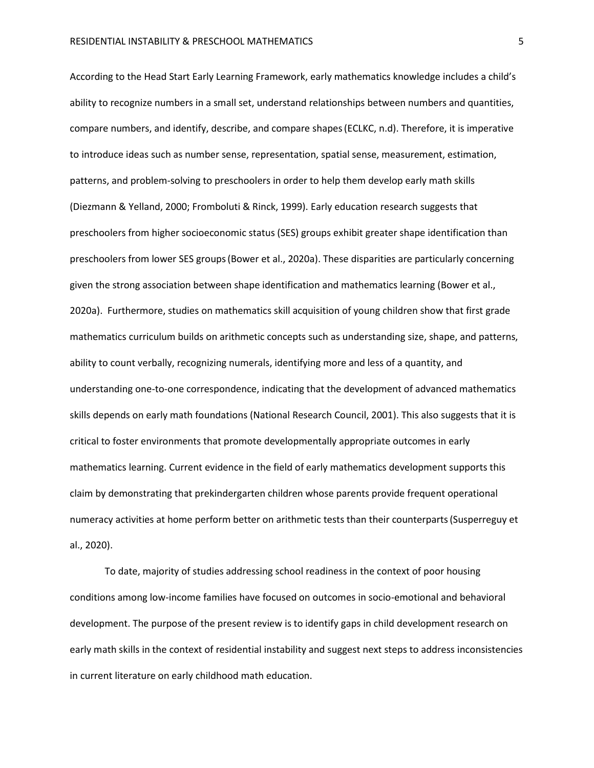According to the Head Start Early Learning Framework, early mathematics knowledge includes a child's ability to recognize numbers in a small set, understand relationships between numbers and quantities, compare numbers, and identify, describe, and compare shapes (ECLKC, n.d). Therefore, it is imperative to introduce ideas such as number sense, representation, spatial sense, measurement, estimation, patterns, and problem-solving to preschoolers in order to help them develop early math skills (Diezmann & Yelland, 2000; Fromboluti & Rinck, 1999). Early education research suggests that preschoolers from higher socioeconomic status (SES) groups exhibit greater shape identification than preschoolers from lower SES groups (Bower et al., 2020a). These disparities are particularly concerning given the strong association between shape identification and mathematics learning (Bower et al., 2020a). Furthermore, studies on mathematics skill acquisition of young children show that first grade mathematics curriculum builds on arithmetic concepts such as understanding size, shape, and patterns, ability to count verbally, recognizing numerals, identifying more and less of a quantity, and understanding one-to-one correspondence, indicating that the development of advanced mathematics skills depends on early math foundations (National Research Council, 2001). This also suggests that it is critical to foster environments that promote developmentally appropriate outcomes in early mathematics learning. Current evidence in the field of early mathematics development supports this claim by demonstrating that prekindergarten children whose parents provide frequent operational numeracy activities at home perform better on arithmetic tests than their counterparts (Susperreguy et al., 2020).

To date, majority of studies addressing school readiness in the context of poor housing conditions among low-income families have focused on outcomes in socio-emotional and behavioral development. The purpose of the present review is to identify gaps in child development research on early math skills in the context of residential instability and suggest next steps to address inconsistencies in current literature on early childhood math education.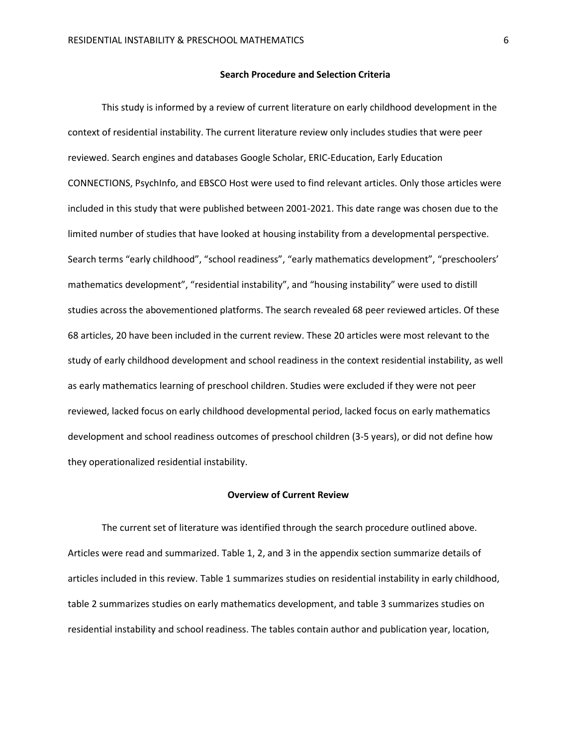## Search Procedure and Selection Criteria

This study is informed by a review of current literature on early childhood development in the context of residential instability. The current literature review only includes studies that were peer reviewed. Search engines and databases Google Scholar, ERIC-Education, Early Education CONNECTIONS, PsychInfo, and EBSCO Host were used to find relevant articles. Only those articles were included in this study that were published between 2001-2021. This date range was chosen due to the limited number of studies that have looked at housing instability from a developmental perspective. Search terms "early childhood", "school readiness", "early mathematics development", "preschoolers' mathematics development", "residential instability", and "housing instability" were used to distill studies across the abovementioned platforms. The search revealed 68 peer reviewed articles. Of these 68 articles, 20 have been included in the current review. These 20 articles were most relevant to the study of early childhood development and school readiness in the context residential instability, as well as early mathematics learning of preschool children. Studies were excluded if they were not peer reviewed, lacked focus on early childhood developmental period, lacked focus on early mathematics development and school readiness outcomes of preschool children (3-5 years), or did not define how they operationalized residential instability.

## Overview of Current Review

The current set of literature was identified through the search procedure outlined above. Articles were read and summarized. Table 1, 2, and 3 in the appendix section summarize details of articles included in this review. Table 1 summarizes studies on residential instability in early childhood, table 2 summarizes studies on early mathematics development, and table 3 summarizes studies on residential instability and school readiness. The tables contain author and publication year, location,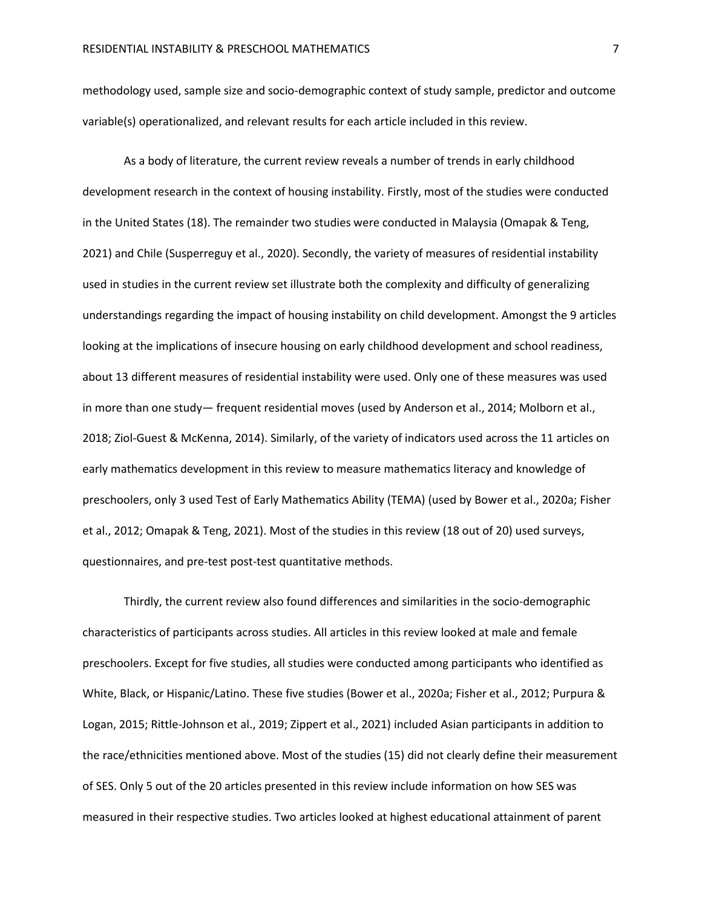methodology used, sample size and socio-demographic context of study sample, predictor and outcome variable(s) operationalized, and relevant results for each article included in this review.

As a body of literature, the current review reveals a number of trends in early childhood development research in the context of housing instability. Firstly, most of the studies were conducted in the United States (18). The remainder two studies were conducted in Malaysia (Omapak & Teng, 2021) and Chile (Susperreguy et al., 2020). Secondly, the variety of measures of residential instability used in studies in the current review set illustrate both the complexity and difficulty of generalizing understandings regarding the impact of housing instability on child development. Amongst the 9 articles looking at the implications of insecure housing on early childhood development and school readiness, about 13 different measures of residential instability were used. Only one of these measures was used in more than one study— frequent residential moves (used by Anderson et al., 2014; Molborn et al., 2018; Ziol-Guest & McKenna, 2014). Similarly, of the variety of indicators used across the 11 articles on early mathematics development in this review to measure mathematics literacy and knowledge of preschoolers, only 3 used Test of Early Mathematics Ability (TEMA) (used by Bower et al., 2020a; Fisher et al., 2012; Omapak & Teng, 2021). Most of the studies in this review (18 out of 20) used surveys, questionnaires, and pre-test post-test quantitative methods.

Thirdly, the current review also found differences and similarities in the socio-demographic characteristics of participants across studies. All articles in this review looked at male and female preschoolers. Except for five studies, all studies were conducted among participants who identified as White, Black, or Hispanic/Latino. These five studies (Bower et al., 2020a; Fisher et al., 2012; Purpura & Logan, 2015; Rittle-Johnson et al., 2019; Zippert et al., 2021) included Asian participants in addition to the race/ethnicities mentioned above. Most of the studies (15) did not clearly define their measurement of SES. Only 5 out of the 20 articles presented in this review include information on how SES was measured in their respective studies. Two articles looked at highest educational attainment of parent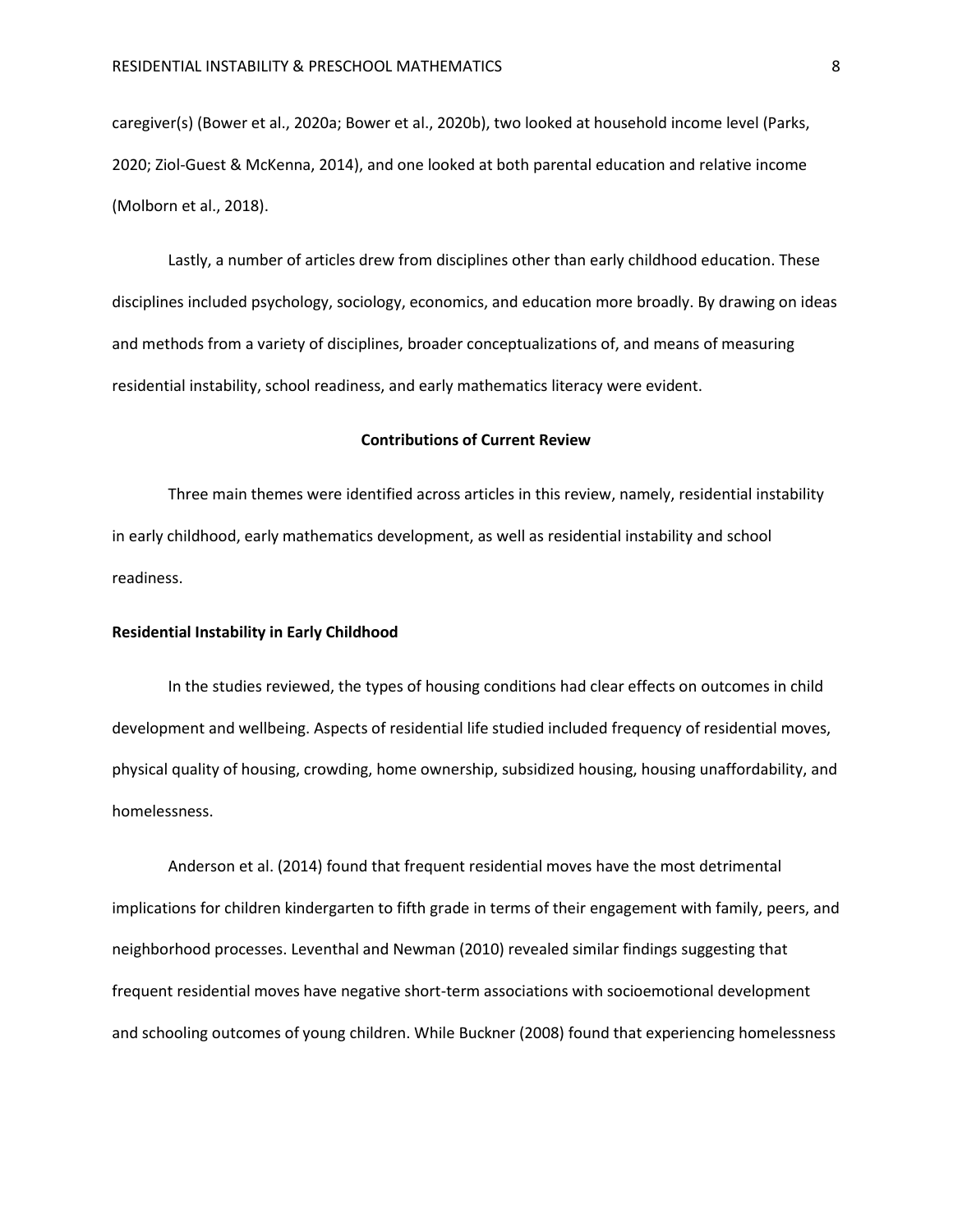caregiver(s) (Bower et al., 2020a; Bower et al., 2020b), two looked at household income level (Parks, 2020; Ziol-Guest & McKenna, 2014), and one looked at both parental education and relative income (Molborn et al., 2018).

Lastly, a number of articles drew from disciplines other than early childhood education. These disciplines included psychology, sociology, economics, and education more broadly. By drawing on ideas and methods from a variety of disciplines, broader conceptualizations of, and means of measuring residential instability, school readiness, and early mathematics literacy were evident.

## Contributions of Current Review

Three main themes were identified across articles in this review, namely, residential instability in early childhood, early mathematics development, as well as residential instability and school readiness.

### Residential Instability in Early Childhood

In the studies reviewed, the types of housing conditions had clear effects on outcomes in child development and wellbeing. Aspects of residential life studied included frequency of residential moves, physical quality of housing, crowding, home ownership, subsidized housing, housing unaffordability, and homelessness.

Anderson et al. (2014) found that frequent residential moves have the most detrimental implications for children kindergarten to fifth grade in terms of their engagement with family, peers, and neighborhood processes. Leventhal and Newman (2010) revealed similar findings suggesting that frequent residential moves have negative short-term associations with socioemotional development and schooling outcomes of young children. While Buckner (2008) found that experiencing homelessness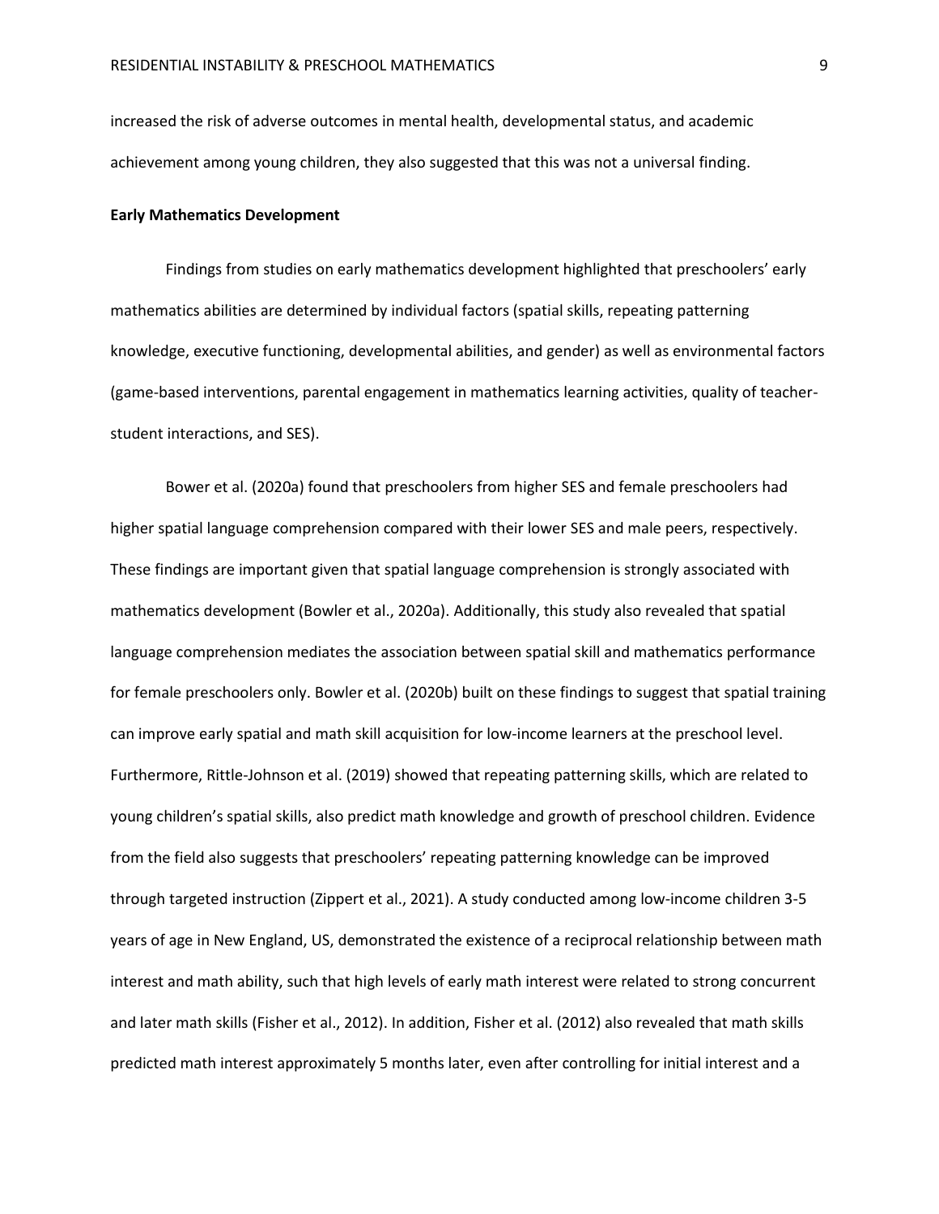increased the risk of adverse outcomes in mental health, developmental status, and academic achievement among young children, they also suggested that this was not a universal finding.

**Early Mathematics Development**

Findings from studies on early mathematics development highlighted that preschoolers' early mathematics abilities are determined by individual factors (spatial skills, repeating patterning knowledge, executive functioning, developmental abilities, and gender) as well as environmental factors (game-based interventions, parental engagement in mathematics learning activities, quality of teacher-student interactions, and SES).

Bower et al. (2020a) found that preschoolers from higher SES and female preschoolers had higher spatial language comprehension compared with their lower SES and male peers, respectively. These findings are important given that spatial language comprehension is strongly associated with mathematics development (Bowler et al., 2020a). Additionally, this study also revealed that spatial language comprehension mediates the association between spatial skill and mathematics performance for female preschoolers only. Bowler et al. (2020b) built on these findings to suggest that spatial training can improve early spatial and math skill acquisition for low-income learners at the preschool level. Furthermore, Rittle-Johnson et al. (2019) showed that repeating patterning skills, which are related to young children's spatial skills, also predict math knowledge and growth of preschool children. Evidence from the field also suggests that preschoolers' repeating patterning knowledge can be improved through targeted instruction (Zippert et al., 2021). A study conducted among low-income children 3-5 years of age in New England, US, demonstrated the existence of a reciprocal relationship between math interest and math ability, such that high levels of early math interest were related to strong concurrent and later math skills (Fisher et al., 2012). In addition, Fisher et al. (2012) also revealed that math skills predicted math interest approximately 5 months later, even after controlling for initial interest and a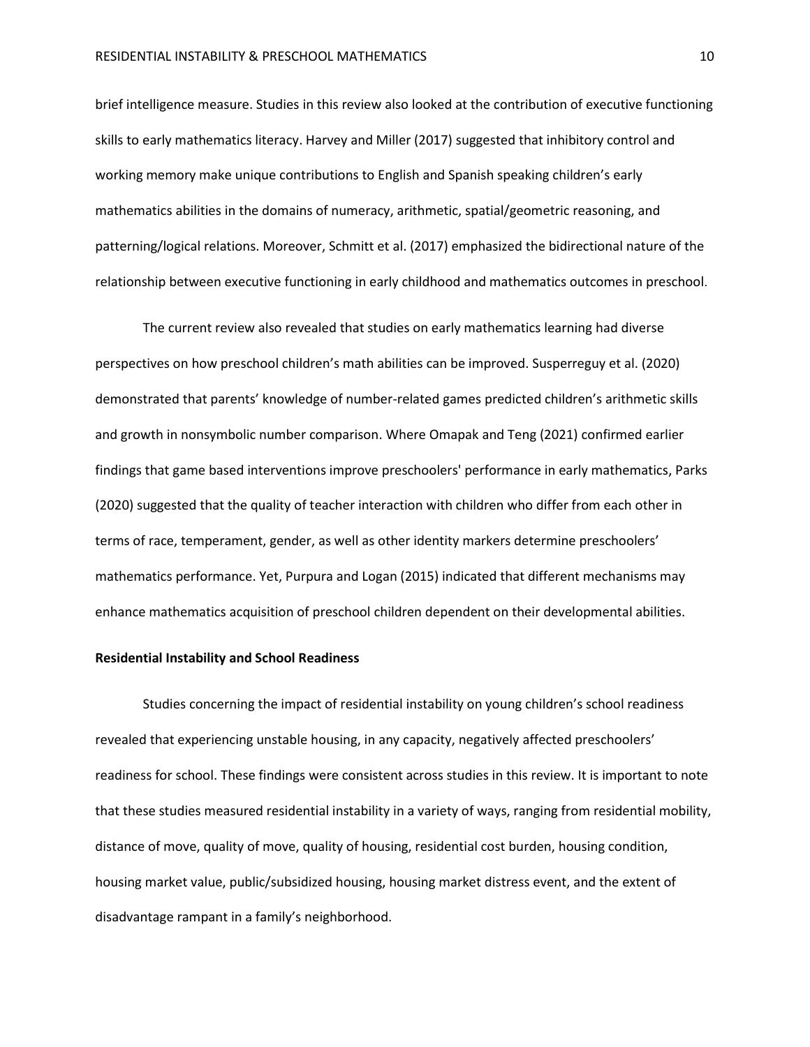brief intelligence measure. Studies in this review also looked at the contribution of executive functioning skills to early mathematics literacy. Harvey and Miller (2017) suggested that inhibitory control and working memory make unique contributions to English and Spanish speaking children's early mathematics abilities in the domains of numeracy, arithmetic, spatial/geometric reasoning, and patterning/logical relations. Moreover, Schmitt et al. (2017) emphasized the bidirectional nature of the relationship between executive functioning in early childhood and mathematics outcomes in preschool.

The current review also revealed that studies on early mathematics learning had diverse perspectives on how preschool children's math abilities can be improved. Susperreguy et al. (2020) demonstrated that parents' knowledge of number-related games predicted children's arithmetic skills and growth in nonsymbolic number comparison. Where Omapak and Teng (2021) confirmed earlier findings that game based interventions improve preschoolers' performance in early mathematics, Parks (2020) suggested that the quality of teacher interaction with children who differ from each other in terms of race, temperament, gender, as well as other identity markers determine preschoolers' mathematics performance. Yet, Purpura and Logan (2015) indicated that different mechanisms may enhance mathematics acquisition of preschool children dependent on their developmental abilities.

**Residential Instability and School Readiness**

Studies concerning the impact of residential instability on young children's school readiness revealed that experiencing unstable housing, in any capacity, negatively affected preschoolers' readiness for school. These findings were consistent across studies in this review. It is important to note that these studies measured residential instability in a variety of ways, ranging from residential mobility, distance of move, quality of move, quality of housing, residential cost burden, housing condition, housing market value, public/subsidized housing, housing market distress event, and the extent of disadvantage rampant in a family's neighborhood.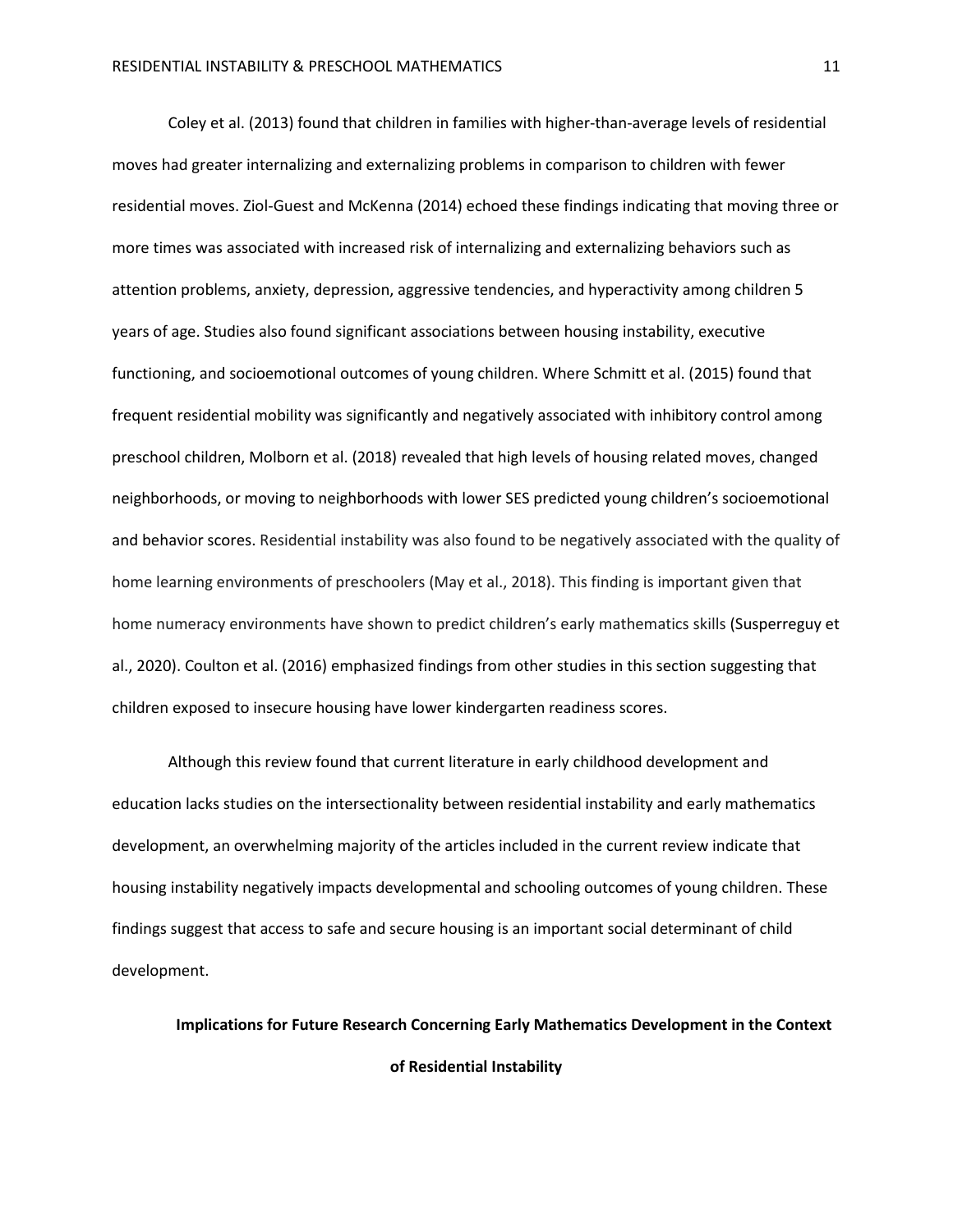Coley et al. (2013) found that children in families with higher-than-average levels of residential moves had greater internalizing and externalizing problems in comparison to children with fewer residential moves. Ziol-Guest and McKenna (2014) echoed these findings indicating that moving three or more times was associated with increased risk of internalizing and externalizing behaviors such as attention problems, anxiety, depression, aggressive tendencies, and hyperactivity among children 5 years of age. Studies also found significant associations between housing instability, executive functioning, and socioemotional outcomes of young children. Where Schmitt et al. (2015) found that frequent residential mobility was significantly and negatively associated with inhibitory control among preschool children, Molborn et al. (2018) revealed that high levels of housing related moves, changed neighborhoods, or moving to neighborhoods with lower SES predicted young children's socioemotional and behavior scores. Residential instability was also found to be negatively associated with the quality of home learning environments of preschoolers (May et al., 2018). This finding is important given that home numeracy environments have shown to predict children's early mathematics skills (Susperreguy et al., 2020). Coulton et al. (2016) emphasized findings from other studies in this section suggesting that children exposed to insecure housing have lower kindergarten readiness scores.

Although this review found that current literature in early childhood development and education lacks studies on the intersectionality between residential instability and early mathematics development, an overwhelming majority of the articles included in the current review indicate that housing instability negatively impacts developmental and schooling outcomes of young children. These findings suggest that access to safe and secure housing is an important social determinant of child development.

## Implications for Future Research Concerning Early Mathematics Development in the Context of Residential Instability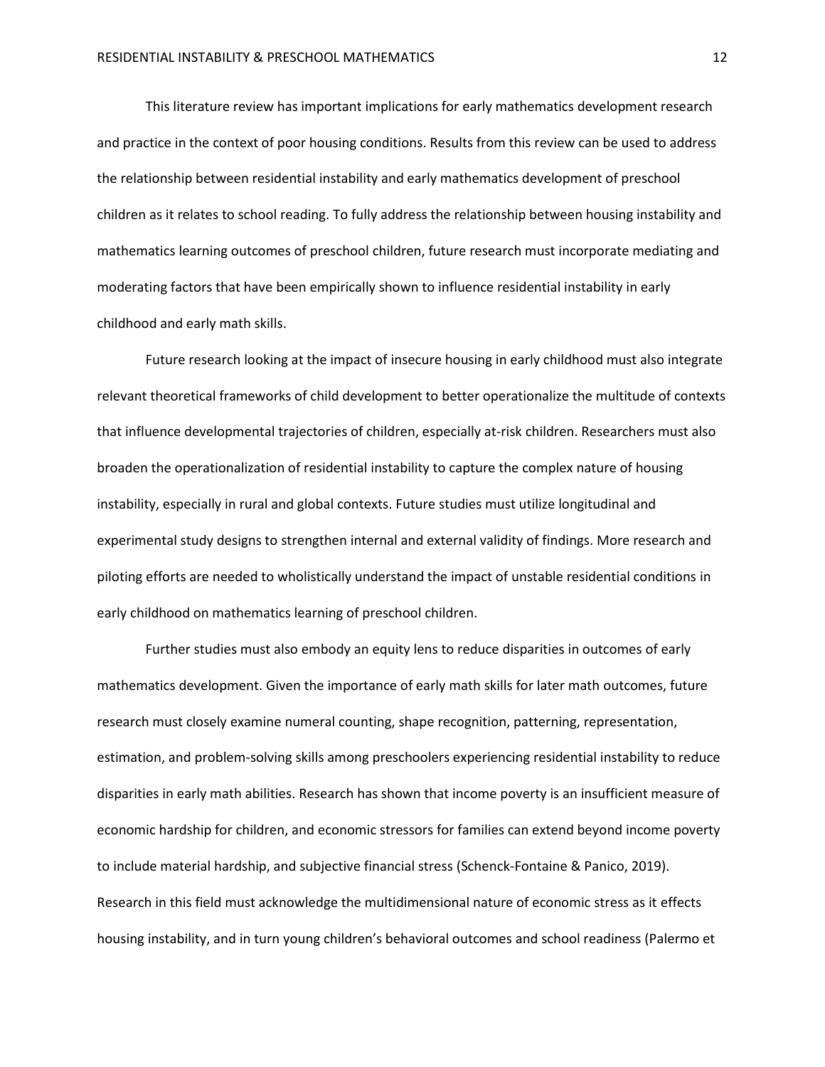This literature review has important implications for early mathematics development research and practice in the context of poor housing conditions. Results from this review can be used to address the relationship between residential instability and early mathematics development of preschool children as it relates to school reading. To fully address the relationship between housing instability and mathematics learning outcomes of preschool children, future research must incorporate mediating and moderating factors that have been empirically shown to influence residential instability in early childhood and early math skills.

Future research looking at the impact of insecure housing in early childhood must also integrate relevant theoretical frameworks of child development to better operationalize the multitude of contexts that influence developmental trajectories of children, especially at-risk children. Researchers must also broaden the operationalization of residential instability to capture the complex nature of housing instability, especially in rural and global contexts. Future studies must utilize longitudinal and experimental study designs to strengthen internal and external validity of findings. More research and piloting efforts are needed to wholistically understand the impact of unstable residential conditions in early childhood on mathematics learning of preschool children.

Further studies must also embody an equity lens to reduce disparities in outcomes of early mathematics development. Given the importance of early math skills for later math outcomes, future research must closely examine numeral counting, shape recognition, patterning, representation, estimation, and problem-solving skills among preschoolers experiencing residential instability to reduce disparities in early math abilities. Research has shown that income poverty is an insufficient measure of economic hardship for children, and economic stressors for families can extend beyond income poverty to include material hardship, and subjective financial stress (Schenck-Fontaine & Panico, 2019). Research in this field must acknowledge the multidimensional nature of economic stress as it effects housing instability, and in turn young children's behavioral outcomes and school readiness (Palermo et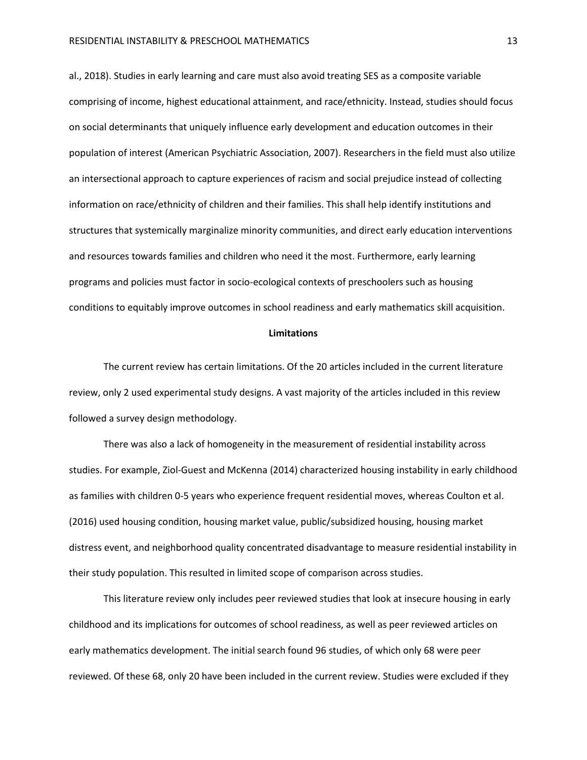al., 2018). Studies in early learning and care must also avoid treating SES as a composite variable comprising of income, highest educational attainment, and race/ethnicity. Instead, studies should focus on social determinants that uniquely influence early development and education outcomes in their population of interest (American Psychiatric Association, 2007). Researchers in the field must also utilize an intersectional approach to capture experiences of racism and social prejudice instead of collecting information on race/ethnicity of children and their families. This shall help identify institutions and structures that systemically marginalize minority communities, and direct early education interventions and resources towards families and children who need it the most. Furthermore, early learning programs and policies must factor in socio-ecological contexts of preschoolers such as housing conditions to equitably improve outcomes in school readiness and early mathematics skill acquisition.

## Limitations

The current review has certain limitations. Of the 20 articles included in the current literature review, only 2 used experimental study designs. A vast majority of the articles included in this review followed a survey design methodology.

There was also a lack of homogeneity in the measurement of residential instability across studies. For example, Ziol-Guest and McKenna (2014) characterized housing instability in early childhood as families with children 0-5 years who experience frequent residential moves, whereas Coulton et al. (2016) used housing condition, housing market value, public/subsidized housing, housing market distress event, and neighborhood quality concentrated disadvantage to measure residential instability in their study population. This resulted in limited scope of comparison across studies.

This literature review only includes peer reviewed studies that look at insecure housing in early childhood and its implications for outcomes of school readiness, as well as peer reviewed articles on early mathematics development. The initial search found 96 studies, of which only 68 were peer reviewed. Of these 68, only 20 have been included in the current review. Studies were excluded if they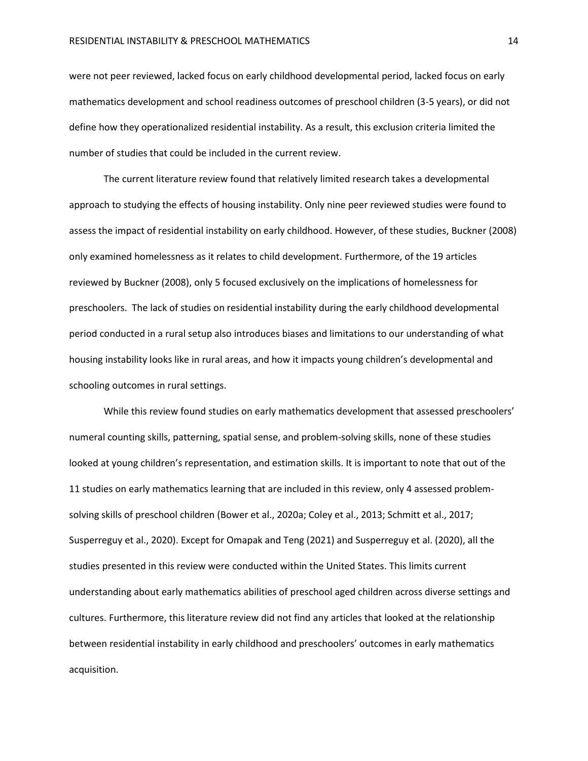were not peer reviewed, lacked focus on early childhood developmental period, lacked focus on early mathematics development and school readiness outcomes of preschool children (3-5 years), or did not define how they operationalized residential instability. As a result, this exclusion criteria limited the number of studies that could be included in the current review.

The current literature review found that relatively limited research takes a developmental approach to studying the effects of housing instability. Only nine peer reviewed studies were found to assess the impact of residential instability on early childhood. However, of these studies, Buckner (2008) only examined homelessness as it relates to child development. Furthermore, of the 19 articles reviewed by Buckner (2008), only 5 focused exclusively on the implications of homelessness for preschoolers. The lack of studies on residential instability during the early childhood developmental period conducted in a rural setup also introduces biases and limitations to our understanding of what housing instability looks like in rural areas, and how it impacts young children's developmental and schooling outcomes in rural settings.

While this review found studies on early mathematics development that assessed preschoolers' numeral counting skills, patterning, spatial sense, and problem-solving skills, none of these studies looked at young children's representation, and estimation skills. It is important to note that out of the 11 studies on early mathematics learning that are included in this review, only 4 assessed problem-solving skills of preschool children (Bower et al., 2020a; Coley et al., 2013; Schmitt et al., 2017; Susperreguy et al., 2020). Except for Omapak and Teng (2021) and Susperreguy et al. (2020), all the studies presented in this review were conducted within the United States. This limits current understanding about early mathematics abilities of preschool aged children across diverse settings and cultures. Furthermore, this literature review did not find any articles that looked at the relationship between residential instability in early childhood and preschoolers' outcomes in early mathematics acquisition.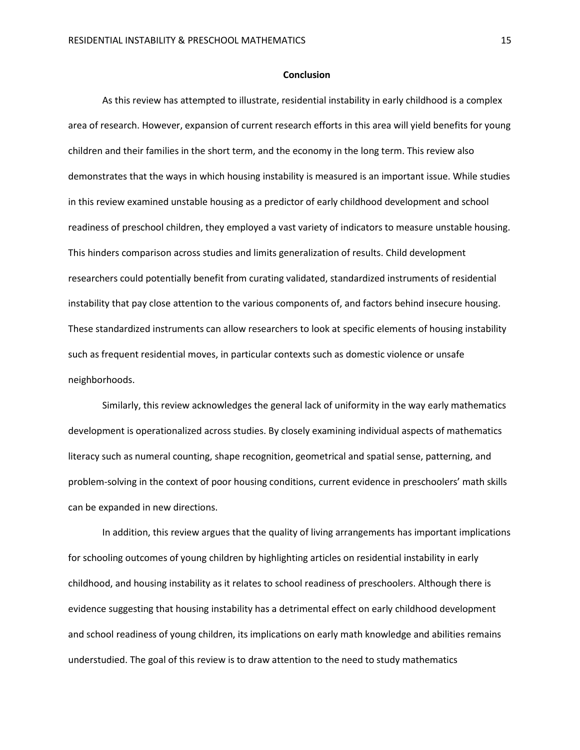## Conclusion

As this review has attempted to illustrate, residential instability in early childhood is a complex area of research. However, expansion of current research efforts in this area will yield benefits for young children and their families in the short term, and the economy in the long term. This review also demonstrates that the ways in which housing instability is measured is an important issue. While studies in this review examined unstable housing as a predictor of early childhood development and school readiness of preschool children, they employed a vast variety of indicators to measure unstable housing. This hinders comparison across studies and limits generalization of results. Child development researchers could potentially benefit from curating validated, standardized instruments of residential instability that pay close attention to the various components of, and factors behind insecure housing. These standardized instruments can allow researchers to look at specific elements of housing instability such as frequent residential moves, in particular contexts such as domestic violence or unsafe neighborhoods.

Similarly, this review acknowledges the general lack of uniformity in the way early mathematics development is operationalized across studies. By closely examining individual aspects of mathematics literacy such as numeral counting, shape recognition, geometrical and spatial sense, patterning, and problem-solving in the context of poor housing conditions, current evidence in preschoolers' math skills can be expanded in new directions.

In addition, this review argues that the quality of living arrangements has important implications for schooling outcomes of young children by highlighting articles on residential instability in early childhood, and housing instability as it relates to school readiness of preschoolers. Although there is evidence suggesting that housing instability has a detrimental effect on early childhood development and school readiness of young children, its implications on early math knowledge and abilities remains understudied. The goal of this review is to draw attention to the need to study mathematics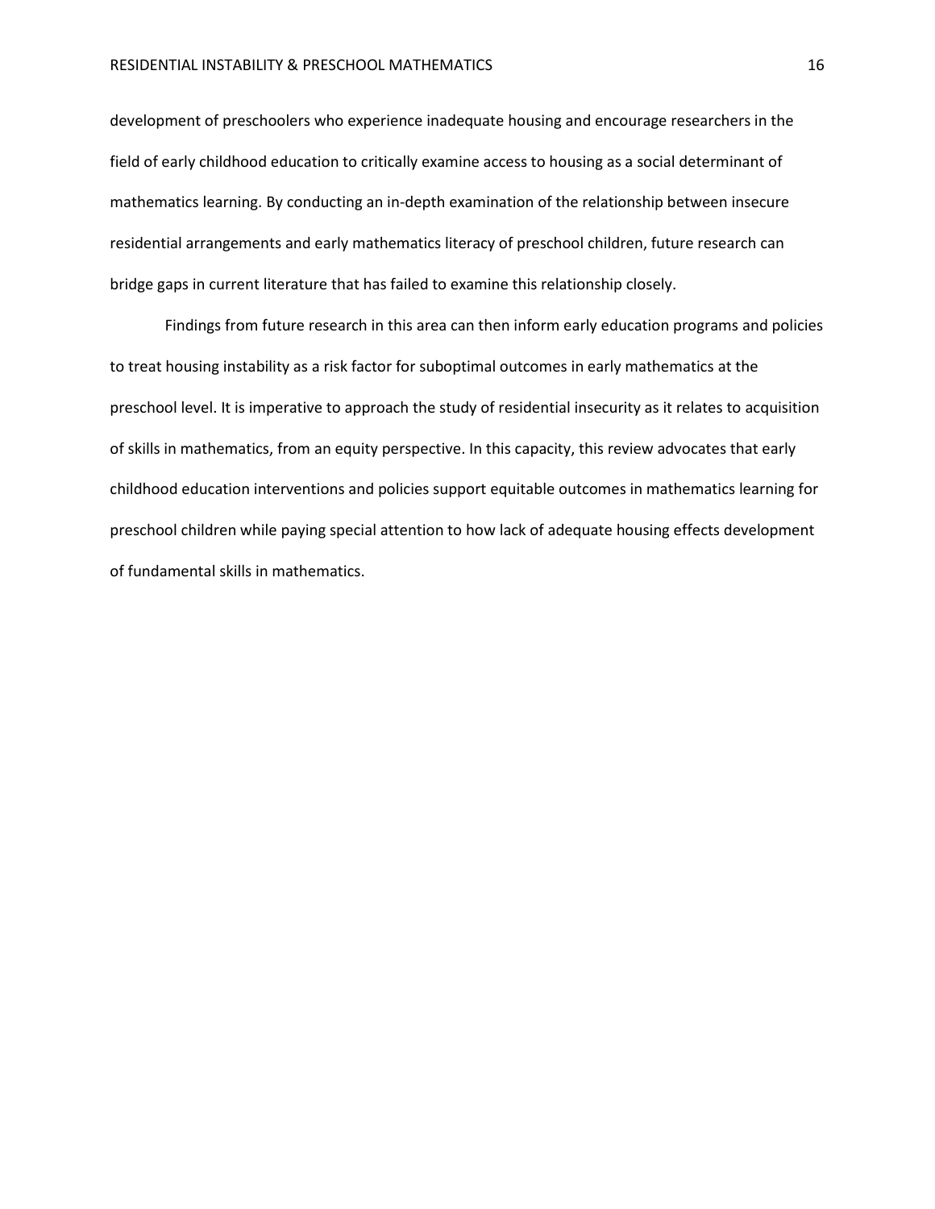development of preschoolers who experience inadequate housing and encourage researchers in the field of early childhood education to critically examine access to housing as a social determinant of mathematics learning. By conducting an in-depth examination of the relationship between insecure residential arrangements and early mathematics literacy of preschool children, future research can bridge gaps in current literature that has failed to examine this relationship closely.

Findings from future research in this area can then inform early education programs and policies to treat housing instability as a risk factor for suboptimal outcomes in early mathematics at the preschool level. It is imperative to approach the study of residential insecurity as it relates to acquisition of skills in mathematics, from an equity perspective. In this capacity, this review advocates that early childhood education interventions and policies support equitable outcomes in mathematics learning for preschool children while paying special attention to how lack of adequate housing effects development of fundamental skills in mathematics.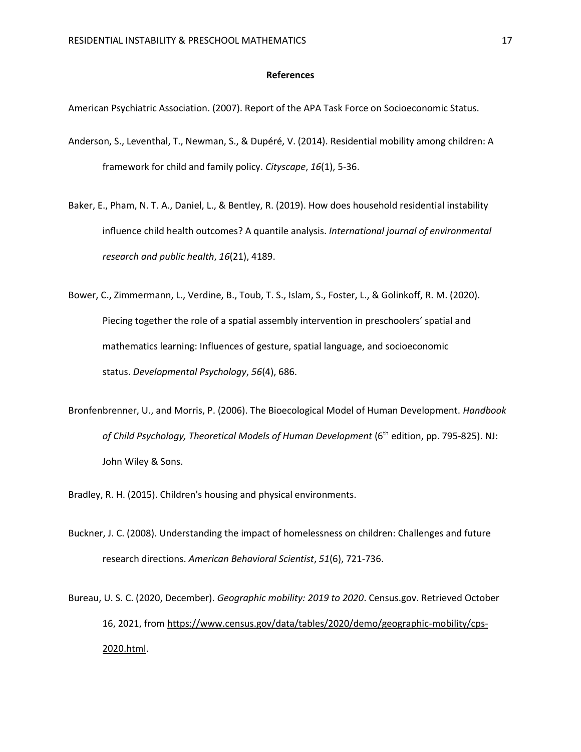# References

American Psychiatric Association. (2007). Report of the APA Task Force on Socioeconomic Status.

Anderson, S., Leventhal, T., Newman, S., & Dupéré, V. (2014). Residential mobility among children: A framework for child and family policy. *Cityscape*, *16*(1), 5-36.

Baker, E., Pham, N. T. A., Daniel, L., & Bentley, R. (2019). How does household residential instability influence child health outcomes? A quantile analysis. *International journal of environmental research and public health*, *16*(21), 4189.

Bower, C., Zimmermann, L., Verdine, B., Toub, T. S., Islam, S., Foster, L., & Golinkoff, R. M. (2020). Piecing together the role of a spatial assembly intervention in preschoolers' spatial and mathematics learning: Influences of gesture, spatial language, and socioeconomic status. *Developmental Psychology*, *56*(4), 686.

Bronfenbrenner, U., and Morris, P. (2006). The Bioecological Model of Human Development. *Handbook of Child Psychology, Theoretical Models of Human Development* (6th edition, pp. 795-825). NJ: John Wiley & Sons.

Bradley, R. H. (2015). Children's housing and physical environments.

Buckner, J. C. (2008). Understanding the impact of homelessness on children: Challenges and future research directions. *American Behavioral Scientist*, *51*(6), 721-736.

Bureau, U. S. C. (2020, December). *Geographic mobility: 2019 to 2020*. Census.gov. Retrieved October 16, 2021, from https://www.census.gov/data/tables/2020/demo/geographic-mobility/cps-2020.html.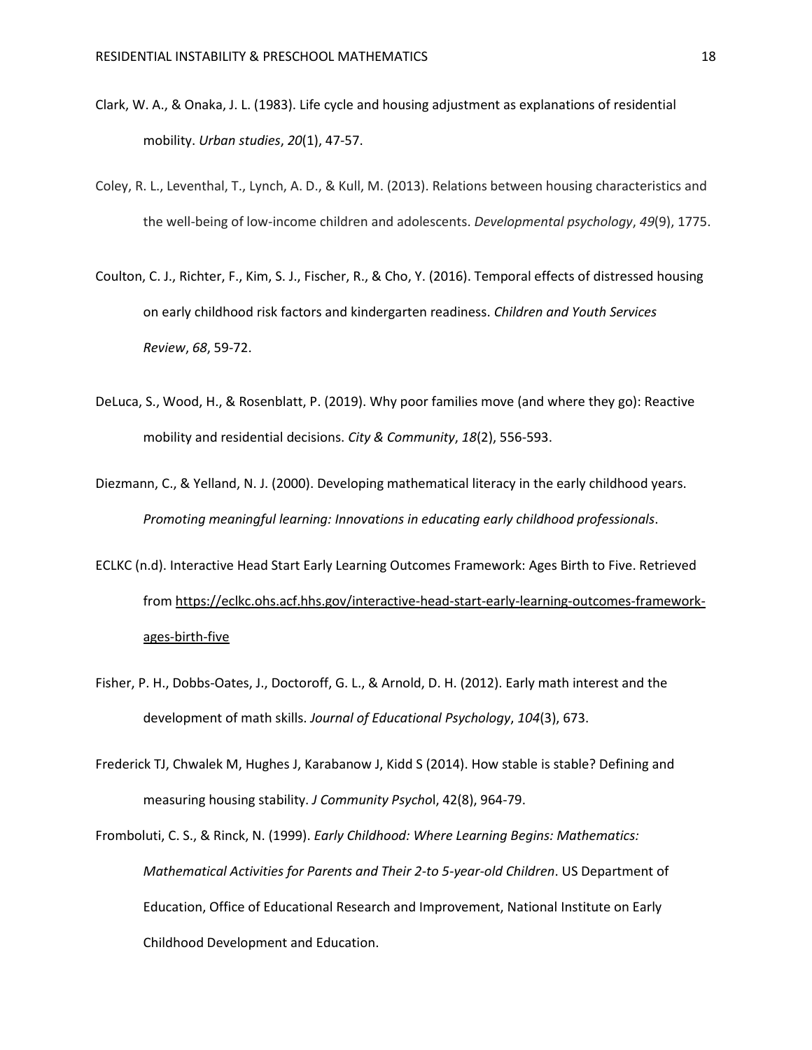Clark, W. A., & Onaka, J. L. (1983). Life cycle and housing adjustment as explanations of residential mobility. *Urban studies*, *20*(1), 47-57.

Coley, R. L., Leventhal, T., Lynch, A. D., & Kull, M. (2013). Relations between housing characteristics and the well-being of low-income children and adolescents. *Developmental psychology*, *49*(9), 1775.

Coulton, C. J., Richter, F., Kim, S. J., Fischer, R., & Cho, Y. (2016). Temporal effects of distressed housing on early childhood risk factors and kindergarten readiness. *Children and Youth Services Review*, *68*, 59-72.

DeLuca, S., Wood, H., & Rosenblatt, P. (2019). Why poor families move (and where they go): Reactive mobility and residential decisions. *City & Community*, *18*(2), 556-593.

Diezmann, C., & Yelland, N. J. (2000). Developing mathematical literacy in the early childhood years. *Promoting meaningful learning: Innovations in educating early childhood professionals*.

ECLKC (n.d). Interactive Head Start Early Learning Outcomes Framework: Ages Birth to Five. Retrieved from https://eclkc.ohs.acf.hhs.gov/interactive-head-start-early-learning-outcomes-framework-ages-birth-five

Fisher, P. H., Dobbs-Oates, J., Doctoroff, G. L., & Arnold, D. H. (2012). Early math interest and the development of math skills. *Journal of Educational Psychology*, *104*(3), 673.

Frederick TJ, Chwalek M, Hughes J, Karabanow J, Kidd S (2014). How stable is stable? Defining and measuring housing stability. *J Community Psychol*, 42(8), 964-79.

Fromboluti, C. S., & Rinck, N. (1999). *Early Childhood: Where Learning Begins: Mathematics: Mathematical Activities for Parents and Their 2-to 5-year-old Children*. US Department of Education, Office of Educational Research and Improvement, National Institute on Early Childhood Development and Education.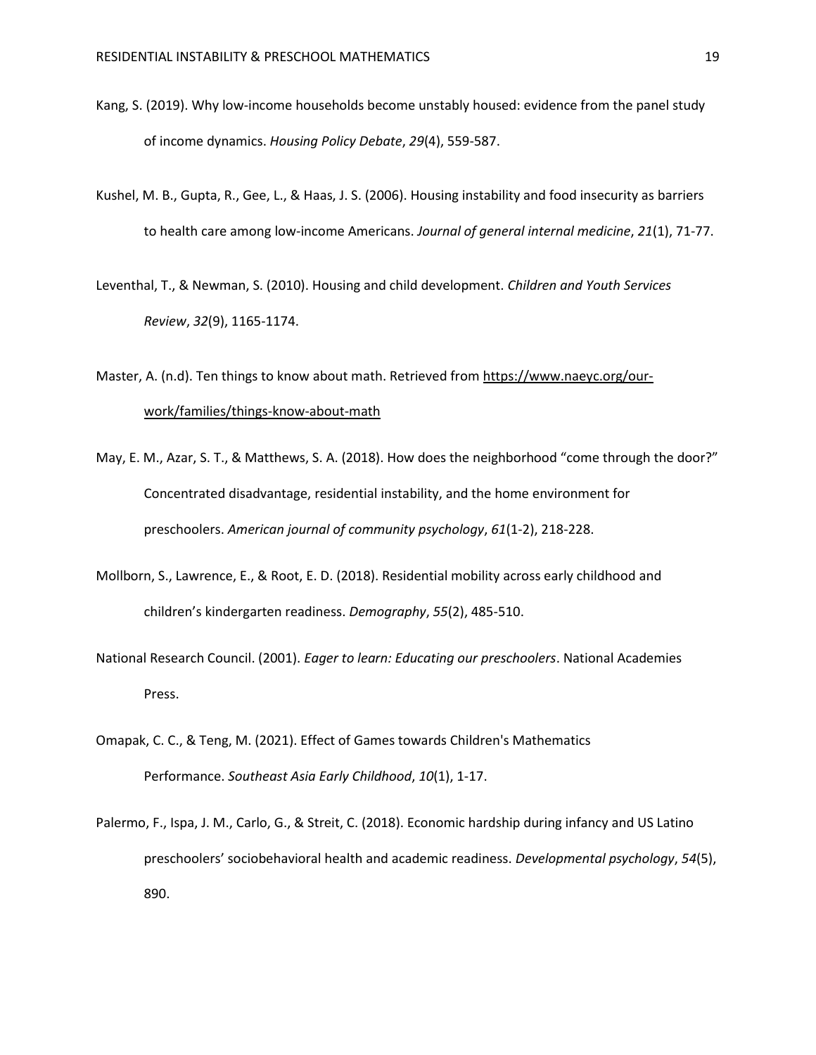Kang, S. (2019). Why low-income households become unstably housed: evidence from the panel study of income dynamics. *Housing Policy Debate*, *29*(4), 559-587.

Kushel, M. B., Gupta, R., Gee, L., & Haas, J. S. (2006). Housing instability and food insecurity as barriers to health care among low-income Americans. *Journal of general internal medicine*, *21*(1), 71-77.

Leventhal, T., & Newman, S. (2010). Housing and child development. *Children and Youth Services Review*, *32*(9), 1165-1174.

Master, A. (n.d). Ten things to know about math. Retrieved from https://www.naeyc.org/our-work/families/things-know-about-math

May, E. M., Azar, S. T., & Matthews, S. A. (2018). How does the neighborhood "come through the door?" Concentrated disadvantage, residential instability, and the home environment for preschoolers. *American journal of community psychology*, *61*(1-2), 218-228.

Mollborn, S., Lawrence, E., & Root, E. D. (2018). Residential mobility across early childhood and children's kindergarten readiness. *Demography*, *55*(2), 485-510.

National Research Council. (2001). *Eager to learn: Educating our preschoolers*. National Academies Press.

Omapak, C. C., & Teng, M. (2021). Effect of Games towards Children's Mathematics Performance. *Southeast Asia Early Childhood*, *10*(1), 1-17.

Palermo, F., Ispa, J. M., Carlo, G., & Streit, C. (2018). Economic hardship during infancy and US Latino preschoolers' sociobehavioral health and academic readiness. *Developmental psychology*, *54*(5), 890.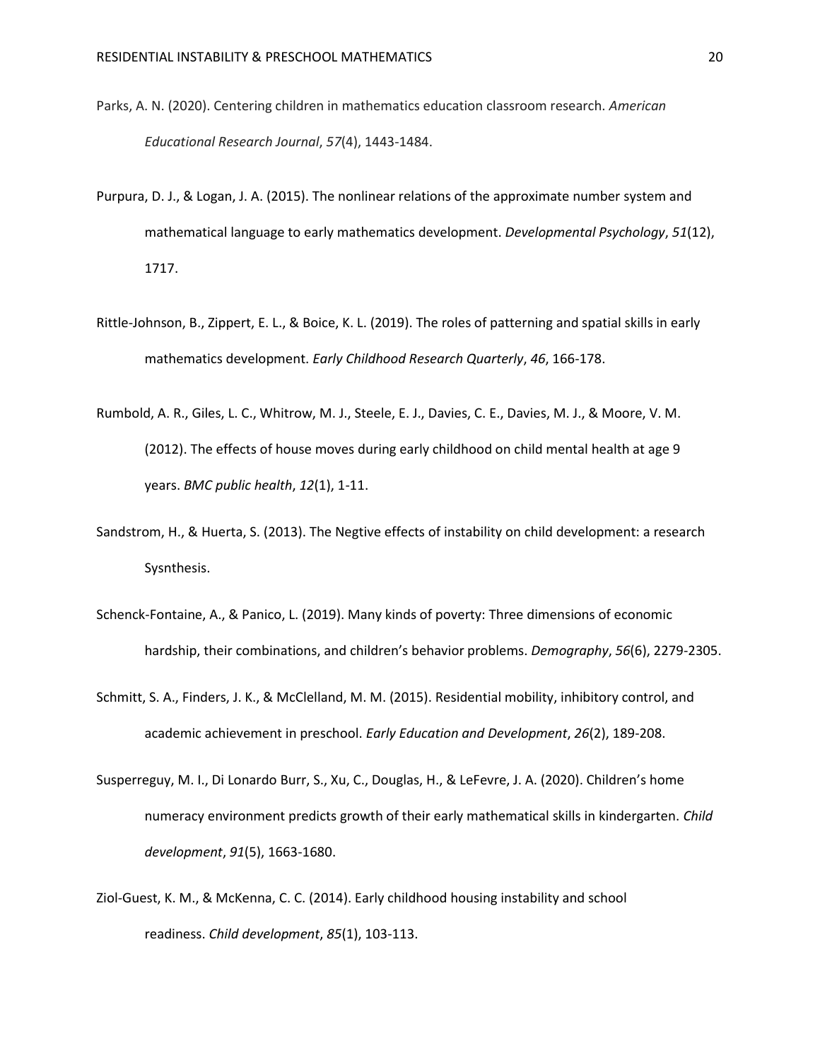Parks, A. N. (2020). Centering children in mathematics education classroom research. *American Educational Research Journal*, *57*(4), 1443-1484.

Purpura, D. J., & Logan, J. A. (2015). The nonlinear relations of the approximate number system and mathematical language to early mathematics development. *Developmental Psychology*, *51*(12), 1717.

Rittle-Johnson, B., Zippert, E. L., & Boice, K. L. (2019). The roles of patterning and spatial skills in early mathematics development. *Early Childhood Research Quarterly*, *46*, 166-178.

Rumbold, A. R., Giles, L. C., Whitrow, M. J., Steele, E. J., Davies, C. E., Davies, M. J., & Moore, V. M. (2012). The effects of house moves during early childhood on child mental health at age 9 years. *BMC public health*, *12*(1), 1-11.

Sandstrom, H., & Huerta, S. (2013). The Negtive effects of instability on child development: a research Sysnthesis.

Schenck-Fontaine, A., & Panico, L. (2019). Many kinds of poverty: Three dimensions of economic hardship, their combinations, and children's behavior problems. *Demography*, *56*(6), 2279-2305.

Schmitt, S. A., Finders, J. K., & McClelland, M. M. (2015). Residential mobility, inhibitory control, and academic achievement in preschool. *Early Education and Development*, *26*(2), 189-208.

Susperreguy, M. I., Di Lonardo Burr, S., Xu, C., Douglas, H., & LeFevre, J. A. (2020). Children's home numeracy environment predicts growth of their early mathematical skills in kindergarten. *Child development*, *91*(5), 1663-1680.

Ziol-Guest, K. M., & McKenna, C. C. (2014). Early childhood housing instability and school readiness. *Child development*, *85*(1), 103-113.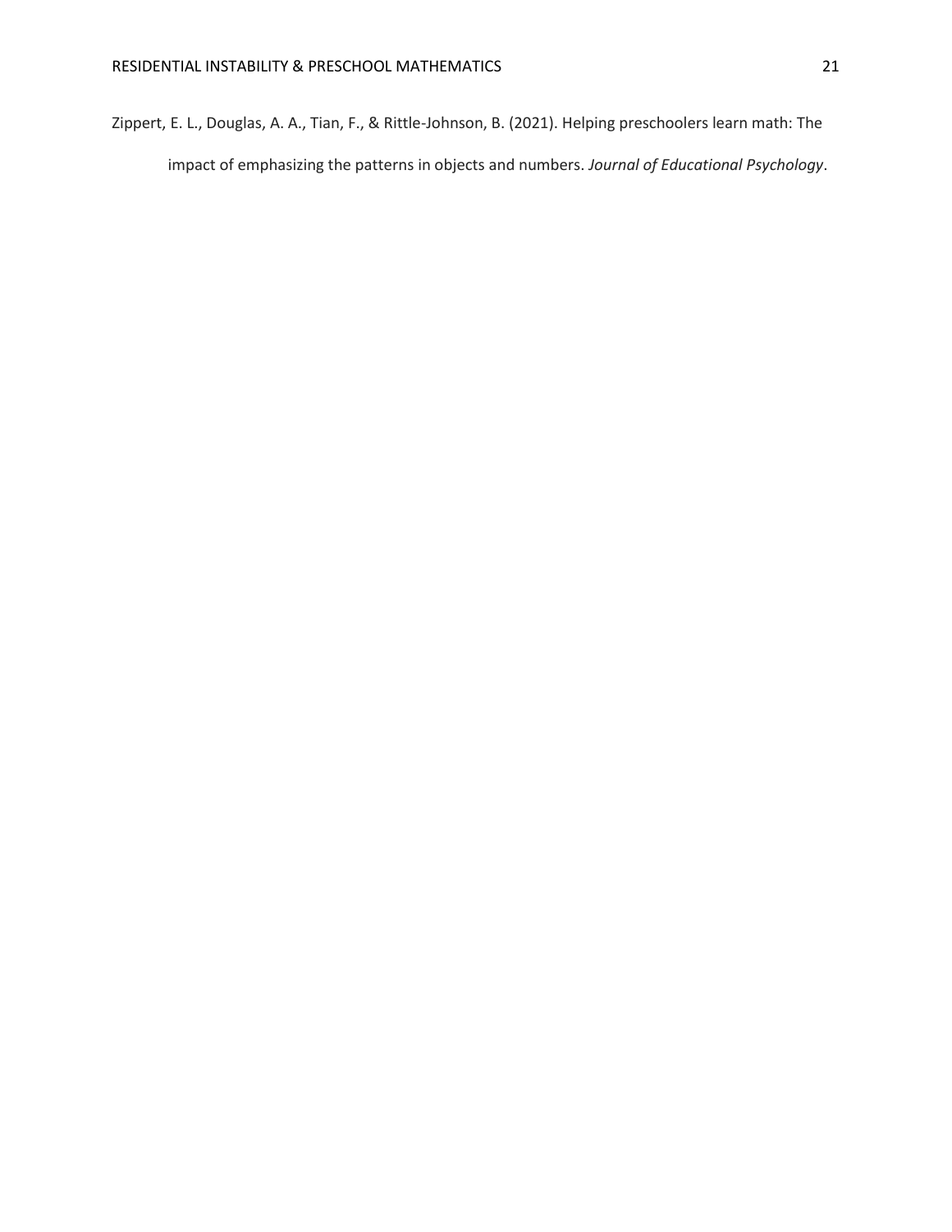Zippert, E. L., Douglas, A. A., Tian, F., & Rittle-Johnson, B. (2021). Helping preschoolers learn math: The impact of emphasizing the patterns in objects and numbers. *Journal of Educational Psychology*.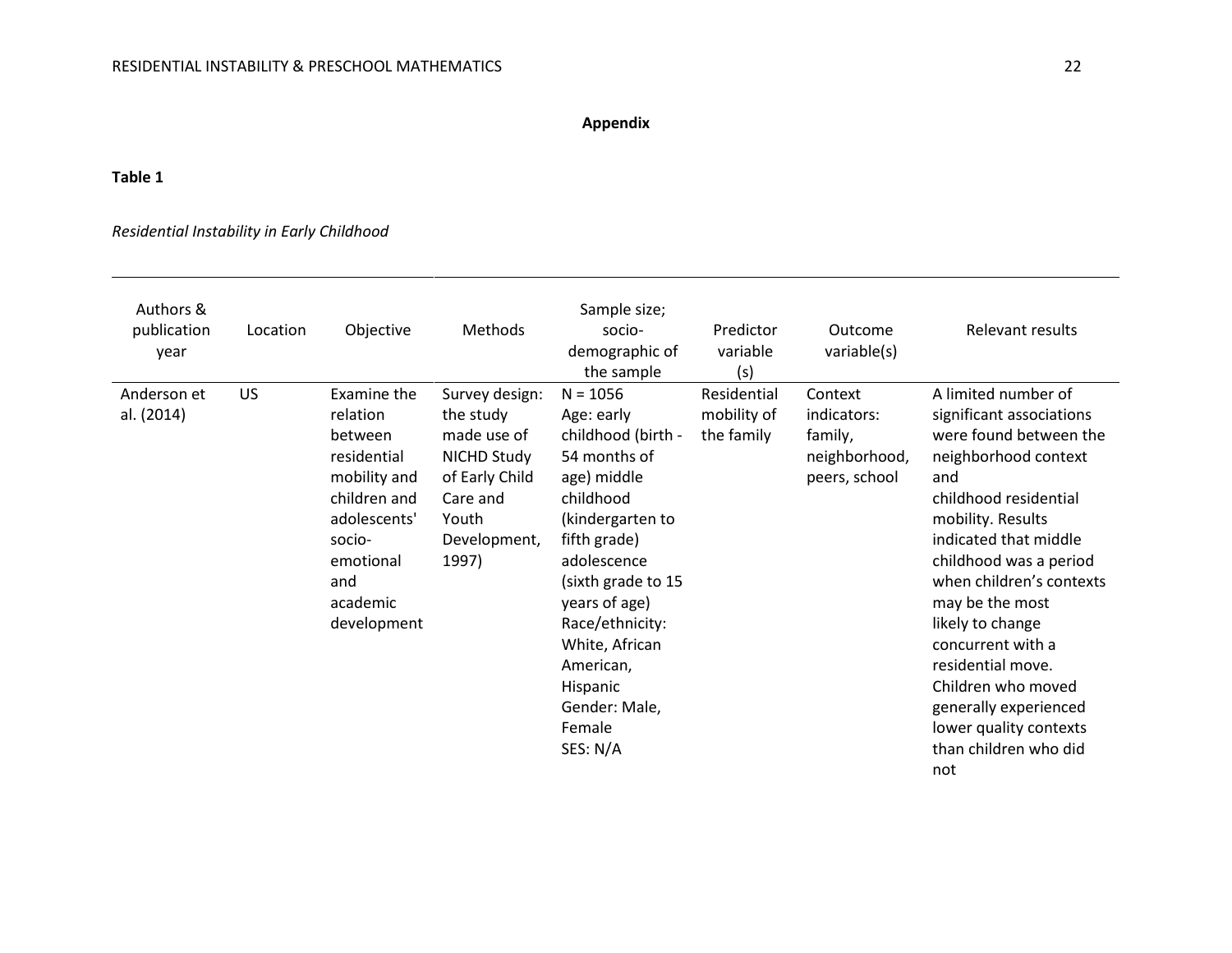**Appendix**

**Table 1**

*Residential Instability in Early Childhood*

| Authors & publication year | Location | Objective | Methods | Sample size; socio-demographic of the sample | Predictor variable (s) | Outcome variable(s) | Relevant results |
|---|---|---|---|---|---|---|---|
| Anderson et al. (2014) | US | Examine the relation between residential mobility and children and adolescents' socio-emotional and academic development | Survey design: the study made use of NICHD Study of Early Child Care and Youth Development, 1997) | N = 1056<br>Age: early childhood (birth - 54 months of age) middle childhood (kindergarten to fifth grade) adolescence (sixth grade to 15 years of age)<br>Race/ethnicity: White, African American, Hispanic<br>Gender: Male, Female<br>SES: N/A | Residential mobility of the family | Context indicators: family, neighborhood, peers, school | A limited number of significant associations were found between the neighborhood context and childhood residential mobility. Results indicated that middle childhood was a period when children's contexts may be the most likely to change concurrent with a residential move. Children who moved generally experienced lower quality contexts than children who did not |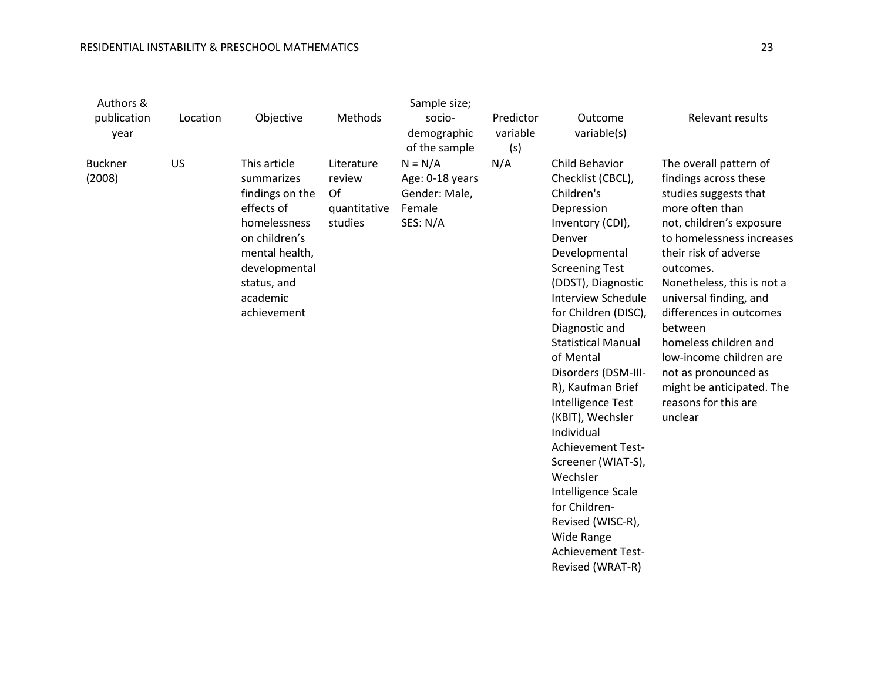| Authors & publication year | Location | Objective | Methods | Sample size; socio-demographic of the sample | Predictor variable (s) | Outcome variable(s) | Relevant results |
|---|---|---|---|---|---|---|---|
| Buckner (2008) | US | This article summarizes findings on the effects of homelessness on children's mental health, developmental status, and academic achievement | Literature review Of quantitative studies | N = N/A<br>Age: 0-18 years<br>Gender: Male, Female<br>SES: N/A | N/A | Child Behavior Checklist (CBCL), Children's Depression Inventory (CDI), Denver Developmental Screening Test (DDST), Diagnostic Interview Schedule for Children (DISC), Diagnostic and Statistical Manual of Mental Disorders (DSM-III-R), Kaufman Brief Intelligence Test (KBIT), Wechsler Individual Achievement Test-Screener (WIAT-S), Wechsler Intelligence Scale for Children-Revised (WISC-R), Wide Range Achievement Test-Revised (WRAT-R) | The overall pattern of findings across these studies suggests that more often than not, children's exposure to homelessness increases their risk of adverse outcomes. Nonetheless, this is not a universal finding, and differences in outcomes between homeless children and low-income children are not as pronounced as might be anticipated. The reasons for this are unclear |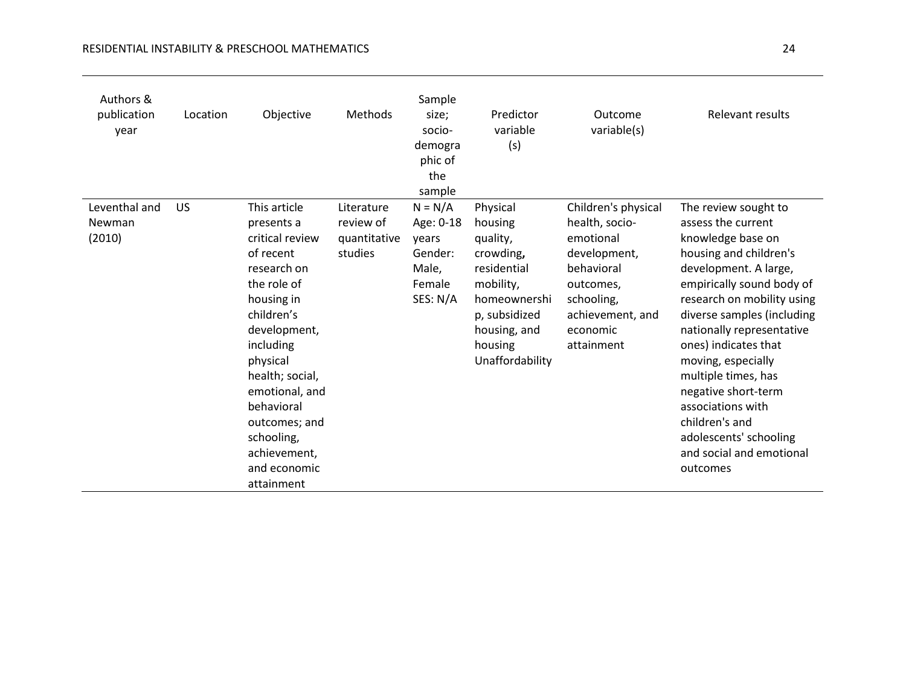| Authors & publication year | Location | Objective | Methods | Sample size; socio-demographic of the sample | Predictor variable (s) | Outcome variable(s) | Relevant results |
|---|---|---|---|---|---|---|---|
| Leventhal and Newman (2010) | US | This article presents a critical review of recent research on the role of housing in children's development, including physical health; social, emotional, and behavioral outcomes; and schooling, achievement, and economic attainment | Literature review of quantitative studies | N = N/A Age: 0-18 years Gender: Male, Female SES: N/A | Physical housing quality, crowding, residential mobility, homeownership, subsidized housing, and housing Unaffordability | Children's physical health, socio-emotional development, behavioral outcomes, schooling, achievement, and economic attainment | The review sought to assess the current knowledge base on housing and children's development. A large, empirically sound body of research on mobility using diverse samples (including nationally representative ones) indicates that moving, especially multiple times, has negative short-term associations with children's and adolescents' schooling and social and emotional outcomes |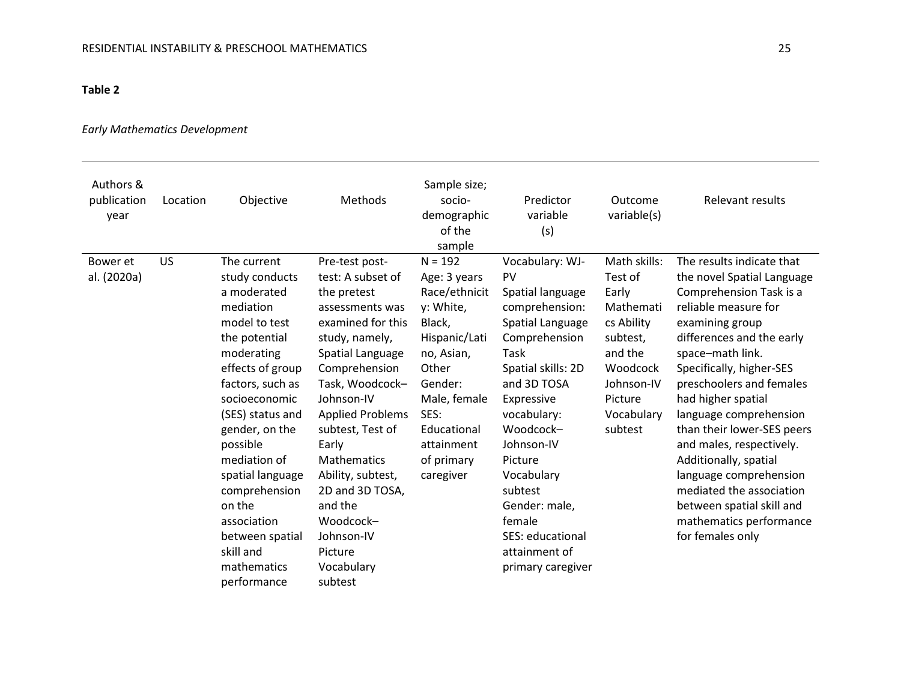**Table 2**

*Early Mathematics Development*

| Authors & publication year | Location | Objective | Methods | Sample size; socio-demographic of the sample | Predictor variable (s) | Outcome variable(s) | Relevant results |
|---|---|---|---|---|---|---|---|
| Bower et al. (2020a) | US | The current study conducts a moderated mediation model to test the potential moderating effects of group factors, such as socioeconomic (SES) status and gender, on the possible mediation of spatial language comprehension on the association between spatial skill and mathematics performance | Pre-test post-test: A subset of the pretest assessments was examined for this study, namely, Spatial Language Comprehension Task, Woodcock–Johnson-IV Applied Problems subtest, Test of Early Mathematics Ability, subtest, 2D and 3D TOSA, and the Woodcock–Johnson-IV Picture Vocabulary subtest | N = 192<br>Age: 3 years<br>Race/ethnicity: White, Black, Hispanic/Latino, Asian, Other<br>Gender: Male, female<br>SES: Educational attainment of primary caregiver | Vocabulary: WJ-PV<br>Spatial language comprehension: Spatial Language Comprehension Task<br>Spatial skills: 2D and 3D TOSA<br>Expressive vocabulary: Woodcock–Johnson-IV Picture Vocabulary subtest<br>Gender: male, female<br>SES: educational attainment of primary caregiver | Math skills: Test of Early Mathematics Ability subtest, and the Woodcock Johnson-IV Picture Vocabulary subtest | The results indicate that the novel Spatial Language Comprehension Task is a reliable measure for examining group differences and the early space–math link. Specifically, higher-SES preschoolers and females had higher spatial language comprehension than their lower-SES peers and males, respectively. Additionally, spatial language comprehension mediated the association between spatial skill and mathematics performance for females only |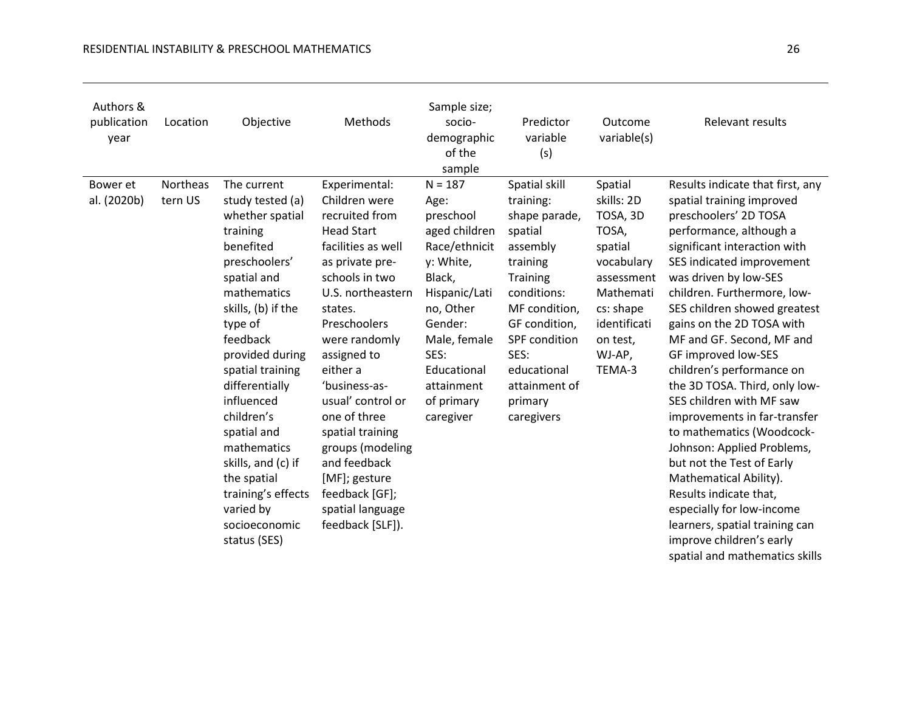| Authors & publication year | Location | Objective | Methods | Sample size; socio-demographic of the sample | Predictor variable (s) | Outcome variable(s) | Relevant results |
|---|---|---|---|---|---|---|---|
| Bower et al. (2020b) | Northeastern US | The current study tested (a) whether spatial training benefited preschoolers' spatial and mathematics skills, (b) if the type of feedback provided during spatial training differentially influenced children's spatial and mathematics skills, and (c) if the spatial training's effects varied by socioeconomic status (SES) | Experimental: Children were recruited from Head Start facilities as well as private pre-schools in two U.S. northeastern states. Preschoolers were randomly assigned to either a 'business-as-usual' control or one of three spatial training groups (modeling and feedback [MF]; gesture feedback [GF]; spatial language feedback [SLF]). | N = 187<br>Age: preschool aged children<br>Race/ethnicity: White, Black, Hispanic/Latino, Other<br>Gender: Male, female<br>SES: Educational attainment of primary caregiver | Spatial skill training: shape parade, spatial assembly training<br>Training conditions: MF condition, GF condition, SPF condition<br>SES: educational attainment of primary caregivers | Spatial skills: 2D TOSA, 3D TOSA, spatial vocabulary assessment<br>Mathematics: shape identification test, WJ-AP, TEMA-3 | Results indicate that first, any spatial training improved preschoolers' 2D TOSA performance, although a significant interaction with SES indicated improvement was driven by low-SES children. Furthermore, low-SES children showed greatest gains on the 2D TOSA with MF and GF. Second, MF and GF improved low-SES children's performance on the 3D TOSA. Third, only low-SES children with MF saw improvements in far-transfer to mathematics (Woodcock-Johnson: Applied Problems, but not the Test of Early Mathematical Ability). Results indicate that, especially for low-income learners, spatial training can improve children's early spatial and mathematics skills |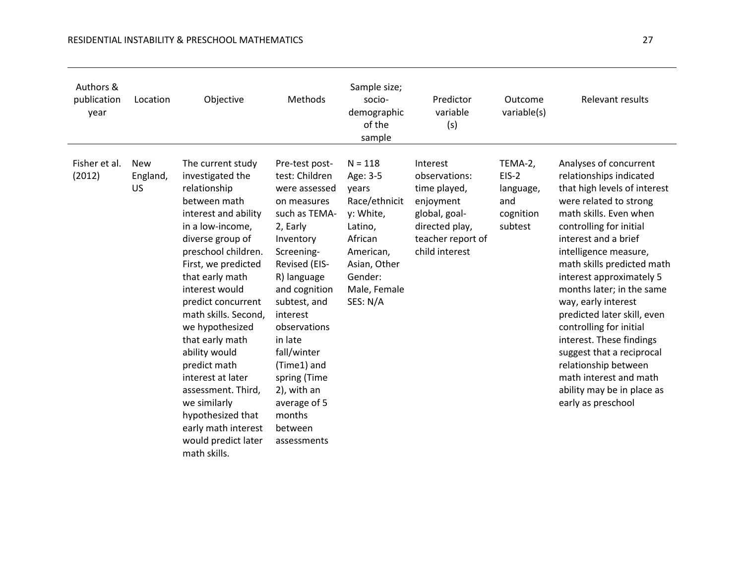| Authors & publication year | Location | Objective | Methods | Sample size; socio-demographic of the sample | Predictor variable (s) | Outcome variable(s) | Relevant results |
|---|---|---|---|---|---|---|---|
| Fisher et al. (2012) | New England, US | The current study investigated the relationship between math interest and ability in a low-income, diverse group of preschool children. First, we predicted that early math interest would predict concurrent math skills. Second, we hypothesized that early math ability would predict math interest at later assessment. Third, we similarly hypothesized that early math interest would predict later math skills. | Pre-test post-test: Children were assessed on measures such as TEMA-2, Early Inventory Screening-Revised (EIS-R) language and cognition subtest, and interest observations in late fall/winter (Time1) and spring (Time 2), with an average of 5 months between assessments | N = 118 Age: 3-5 years Race/ethnicity: White, Latino, African American, Asian, Other Gender: Male, Female SES: N/A | Interest observations: time played, enjoyment global, goal-directed play, teacher report of child interest | TEMA-2, EIS-2 language, and cognition subtest | Analyses of concurrent relationships indicated that high levels of interest were related to strong math skills. Even when controlling for initial interest and a brief intelligence measure, math skills predicted math interest approximately 5 months later; in the same way, early interest predicted later skill, even controlling for initial interest. These findings suggest that a reciprocal relationship between math interest and math ability may be in place as early as preschool |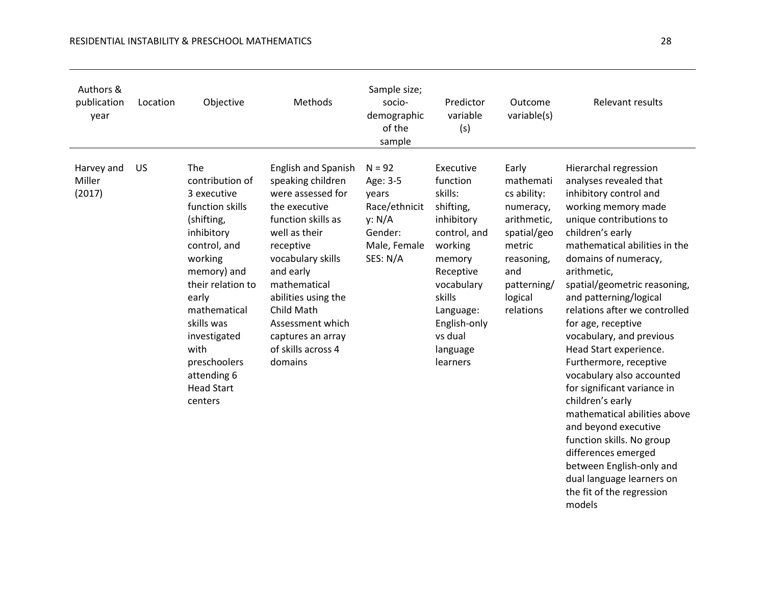| Authors & publication year | Location | Objective | Methods | Sample size; socio-demographic of the sample | Predictor variable (s) | Outcome variable(s) | Relevant results |
|---|---|---|---|---|---|---|---|
| Harvey and Miller (2017) | US | The contribution of 3 executive function skills (shifting, inhibitory control, and working memory) and their relation to early mathematical skills was investigated with preschoolers attending 6 Head Start centers | English and Spanish speaking children were assessed for the executive function skills as well as their receptive vocabulary skills and early mathematical abilities using the Child Math Assessment which captures an array of skills across 4 domains | N = 92 Age: 3-5 years Race/ethnicity: N/A Gender: Male, Female SES: N/A | Executive function skills: shifting, inhibitory control, and working memory Receptive vocabulary skills Language: English-only vs dual language learners | Early mathematics ability: numeracy, arithmetic, spatial/geometric reasoning, and patterning/logical relations | Hierarchal regression analyses revealed that inhibitory control and working memory made unique contributions to children's early mathematical abilities in the domains of numeracy, arithmetic, spatial/geometric reasoning, and patterning/logical relations after we controlled for age, receptive vocabulary, and previous Head Start experience. Furthermore, receptive vocabulary also accounted for significant variance in children's early mathematical abilities above and beyond executive function skills. No group differences emerged between English-only and dual language learners on the fit of the regression models |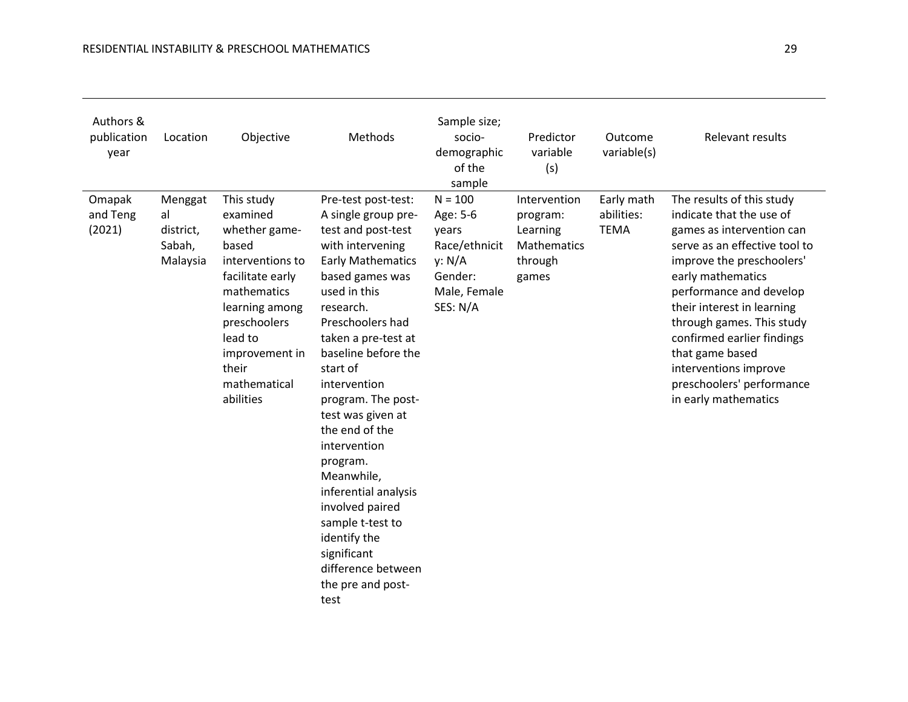| Authors & publication year | Location | Objective | Methods | Sample size; socio-demographic of the sample | Predictor variable (s) | Outcome variable(s) | Relevant results |
|---|---|---|---|---|---|---|---|
| Omapak and Teng (2021) | Menggatal district, Sabah, Malaysia | This study examined whether game-based interventions to facilitate early mathematics learning among preschoolers lead to improvement in their mathematical abilities | Pre-test post-test: A single group pre-test and post-test with intervening Early Mathematics based games was used in this research. Preschoolers had taken a pre-test at baseline before the start of intervention program. The post-test was given at the end of the intervention program. Meanwhile, inferential analysis involved paired sample t-test to identify the significant difference between the pre and post-test | N = 100<br>Age: 5-6 years<br>Race/ethnicity: N/A<br>Gender: Male, Female<br>SES: N/A | Intervention program: Learning Mathematics through games | Early math abilities: TEMA | The results of this study indicate that the use of games as intervention can serve as an effective tool to improve the preschoolers' early mathematics performance and develop their interest in learning through games. This study confirmed earlier findings that game based interventions improve preschoolers' performance in early mathematics |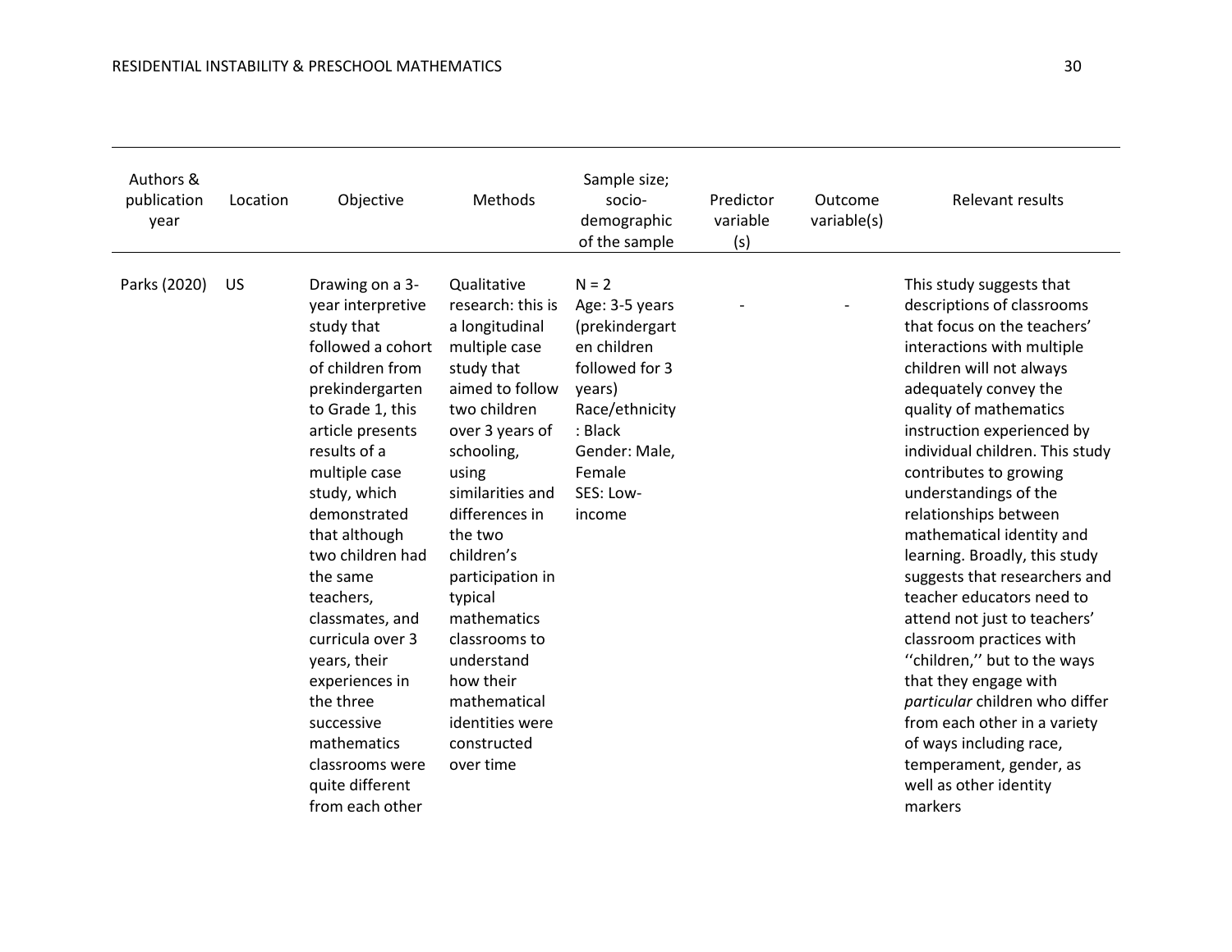| Authors & publication year | Location | Objective | Methods | Sample size; socio-demographic of the sample | Predictor variable (s) | Outcome variable(s) | Relevant results |
|---|---|---|---|---|---|---|---|
| Parks (2020) | US | Drawing on a 3-year interpretive study that followed a cohort of children from prekindergarten to Grade 1, this article presents results of a multiple case study, which demonstrated that although two children had the same teachers, classmates, and curricula over 3 years, their experiences in the three successive mathematics classrooms were quite different from each other | Qualitative research: this is a longitudinal multiple case study that aimed to follow two children over 3 years of schooling, using similarities and differences in the two children's participation in typical mathematics classrooms to understand how their mathematical identities were constructed over time | N = 2<br>Age: 3-5 years (prekindergarten children followed for 3 years)<br>Race/ethnicity: Black<br>Gender: Male, Female<br>SES: Low-income | - | - | This study suggests that descriptions of classrooms that focus on the teachers' interactions with multiple children will not always adequately convey the quality of mathematics instruction experienced by individual children. This study contributes to growing understandings of the relationships between mathematical identity and learning. Broadly, this study suggests that researchers and teacher educators need to attend not just to teachers' classroom practices with ''children,'' but to the ways that they engage with *particular* children who differ from each other in a variety of ways including race, temperament, gender, as well as other identity markers |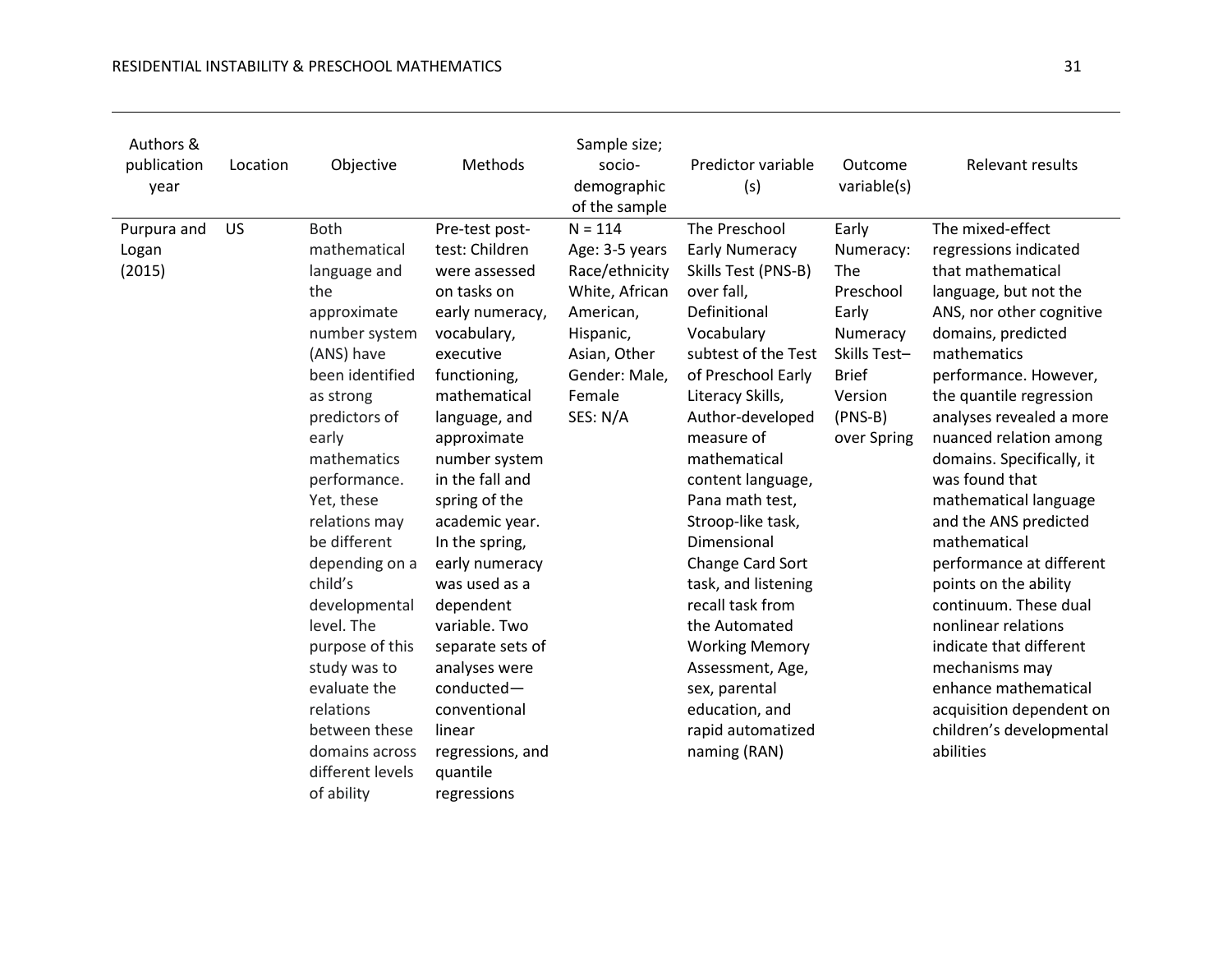| Authors & publication year | Location | Objective | Methods | Sample size; socio-demographic of the sample | Predictor variable (s) | Outcome variable(s) | Relevant results |
| --- | --- | --- | --- | --- | --- | --- | --- |
| Purpura and Logan (2015) | US | Both mathematical language and the approximate number system (ANS) have been identified as strong predictors of early mathematics performance. Yet, these relations may be different depending on a child's developmental level. The purpose of this study was to evaluate the relations between these domains across different levels of ability | Pre-test post-test: Children were assessed on tasks on early numeracy, vocabulary, executive functioning, mathematical language, and approximate number system in the fall and spring of the academic year. In the spring, early numeracy was used as a dependent variable. Two separate sets of analyses were conducted—conventional linear regressions, and quantile regressions | N = 114<br>Age: 3-5 years<br>Race/ethnicity White, African American, Hispanic, Asian, Other<br>Gender: Male, Female<br>SES: N/A | The Preschool Early Numeracy Skills Test (PNS-B) over fall, Definitional Vocabulary subtest of the Test of Preschool Early Literacy Skills, Author-developed measure of mathematical content language, Pana math test, Stroop-like task, Dimensional Change Card Sort task, and listening recall task from the Automated Working Memory Assessment, Age, sex, parental education, and rapid automatized naming (RAN) | Early Numeracy: The Preschool Early Numeracy Skills Test–Brief Version (PNS-B) over Spring | The mixed-effect regressions indicated that mathematical language, but not the ANS, nor other cognitive domains, predicted mathematics performance. However, the quantile regression analyses revealed a more nuanced relation among domains. Specifically, it was found that mathematical language and the ANS predicted mathematical performance at different points on the ability continuum. These dual nonlinear relations indicate that different mechanisms may enhance mathematical acquisition dependent on children's developmental abilities |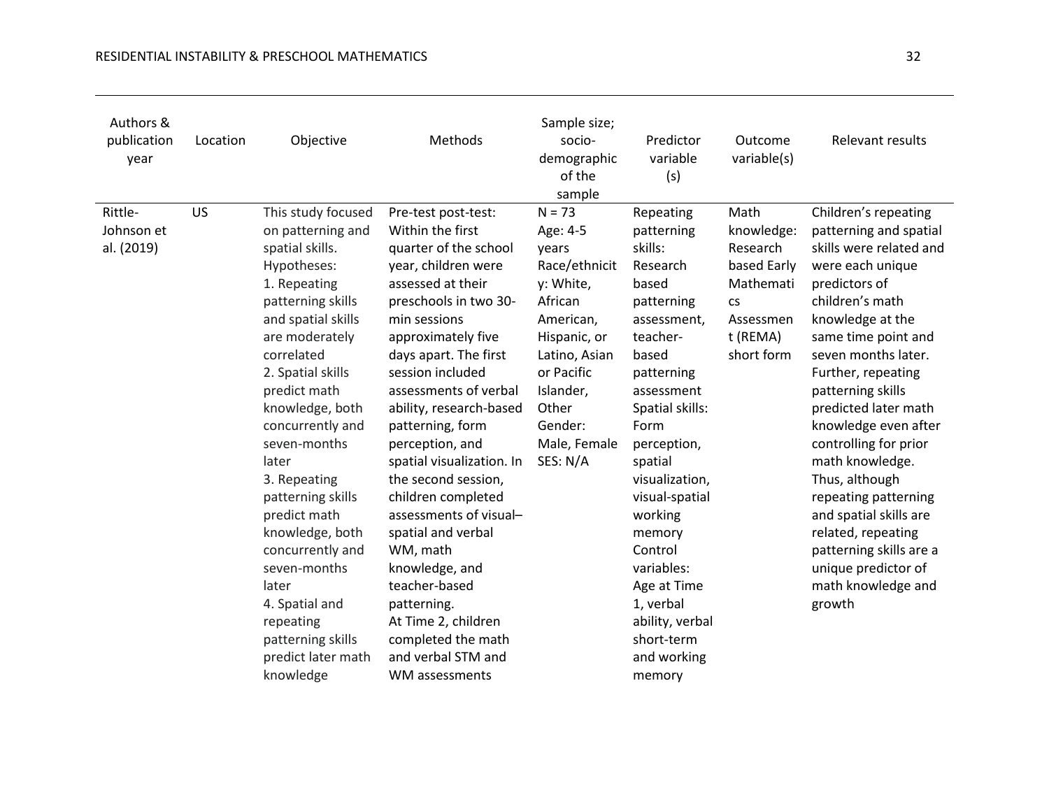| Authors & publication year | Location | Objective | Methods | Sample size; socio-demographic of the sample | Predictor variable (s) | Outcome variable(s) | Relevant results |
|---|---|---|---|---|---|---|---|
| Rittle-Johnson et al. (2019) | US | This study focused on patterning and spatial skills. Hypotheses: 1. Repeating patterning skills and spatial skills are moderately correlated 2. Spatial skills predict math knowledge, both concurrently and seven-months later 3. Repeating patterning skills predict math knowledge, both concurrently and seven-months later 4. Spatial and repeating patterning skills predict later math knowledge | Pre-test post-test: Within the first quarter of the school year, children were assessed at their preschools in two 30-min sessions approximately five days apart. The first session included assessments of verbal ability, research-based patterning, form perception, and spatial visualization. In the second session, children completed assessments of visual–spatial and verbal WM, math knowledge, and teacher-based patterning. At Time 2, children completed the math and verbal STM and WM assessments | N = 73 Age: 4-5 years Race/ethnicity: White, African American, Hispanic, or Latino, Asian or Pacific Islander, Other Gender: Male, Female SES: N/A | Repeating patterning skills: Research based patterning assessment, teacher-based patterning assessment Spatial skills: Form perception, spatial visualization, visual-spatial working memory Control variables: Age at Time 1, verbal ability, verbal short-term and working memory | Math knowledge: Research based Early Mathematics Assessment (REMA) short form | Children's repeating patterning and spatial skills were related and were each unique predictors of children's math knowledge at the same time point and seven months later. Further, repeating patterning skills predicted later math knowledge even after controlling for prior math knowledge. Thus, although repeating patterning and spatial skills are related, repeating patterning skills are a unique predictor of math knowledge and growth |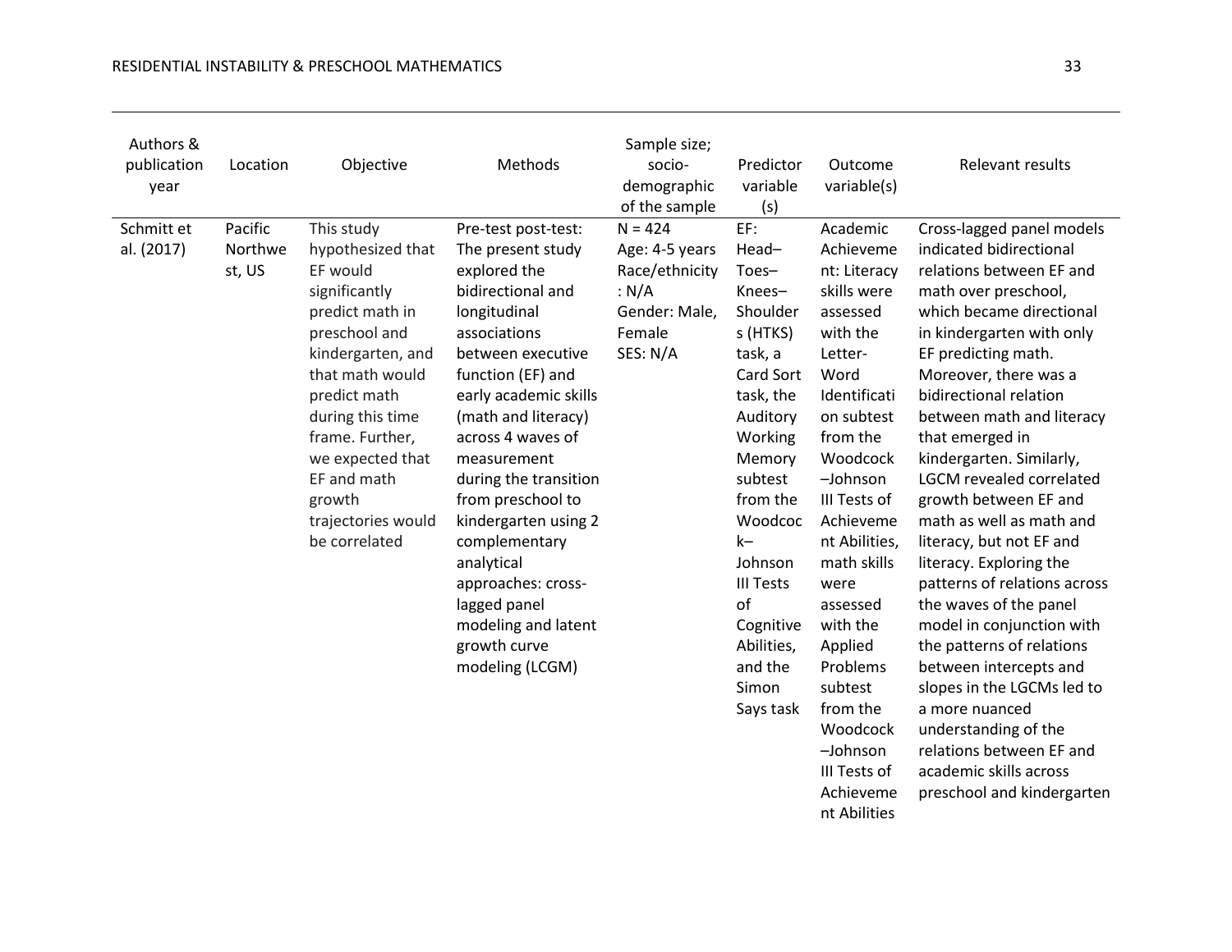| Authors & publication year | Location | Objective | Methods | Sample size; socio-demographic of the sample | Predictor variable (s) | Outcome variable(s) | Relevant results |
|---|---|---|---|---|---|---|---|
| Schmitt et al. (2017) | Pacific Northwest, US | This study hypothesized that EF would significantly predict math in preschool and kindergarten, and that math would predict math during this time frame. Further, we expected that EF and math growth trajectories would be correlated | Pre-test post-test: The present study explored the bidirectional and longitudinal associations between executive function (EF) and early academic skills (math and literacy) across 4 waves of measurement during the transition from preschool to kindergarten using 2 complementary analytical approaches: cross-lagged panel modeling and latent growth curve modeling (LCGM) | N = 424<br>Age: 4-5 years<br>Race/ethnicity: N/A<br>Gender: Male, Female<br>SES: N/A | EF: Head–Toes–Knees–Shoulders (HTKS) task, a Card Sort task, the Auditory Working Memory subtest from the Woodcock–Johnson III Tests of Cognitive Abilities, and the Simon Says task | Academic Achievement: Literacy skills were assessed with the Letter-Word Identification subtest from the Woodcock–Johnson III Tests of Achievement Abilities, math skills were assessed with the Applied Problems subtest from the Woodcock–Johnson III Tests of Achievement Abilities | Cross-lagged panel models indicated bidirectional relations between EF and math over preschool, which became directional in kindergarten with only EF predicting math. Moreover, there was a bidirectional relation between math and literacy that emerged in kindergarten. Similarly, LGCM revealed correlated growth between EF and math as well as math and literacy, but not EF and literacy. Exploring the patterns of relations across the waves of the panel model in conjunction with the patterns of relations between intercepts and slopes in the LGCMs led to a more nuanced understanding of the relations between EF and academic skills across preschool and kindergarten |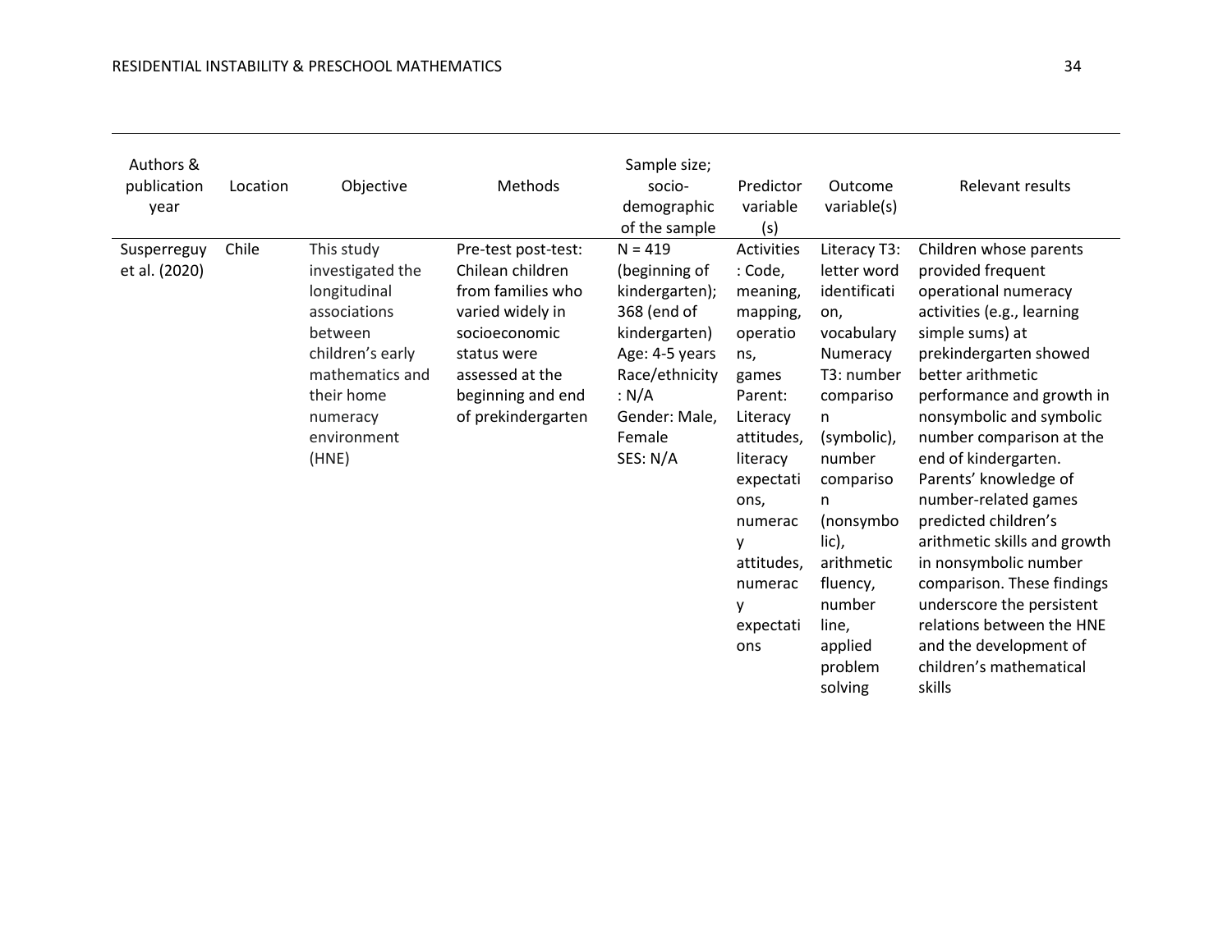| Authors & publication year | Location | Objective | Methods | Sample size; socio-demographic of the sample | Predictor variable (s) | Outcome variable(s) | Relevant results |
|---|---|---|---|---|---|---|---|
| Susperreguy et al. (2020) | Chile | This study investigated the longitudinal associations between children's early mathematics and their home numeracy environment (HNE) | Pre-test post-test: Chilean children from families who varied widely in socioeconomic status were assessed at the beginning and end of prekindergarten | N = 419 (beginning of kindergarten); 368 (end of kindergarten) Age: 4-5 years Race/ethnicity: N/A Gender: Male, Female SES: N/A | Activities: Code, meaning, mapping, operations, games Parent: Literacy attitudes, literacy expectations, numeracy attitudes, numeracy expectations | Literacy T3: letter word identification, vocabulary Numeracy T3: number comparison (symbolic), number comparison (nonsymbolic), arithmetic fluency, number line, applied problem solving | Children whose parents provided frequent operational numeracy activities (e.g., learning simple sums) at prekindergarten showed better arithmetic performance and growth in nonsymbolic and symbolic number comparison at the end of kindergarten. Parents' knowledge of number-related games predicted children's arithmetic skills and growth in nonsymbolic number comparison. These findings underscore the persistent relations between the HNE and the development of children's mathematical skills |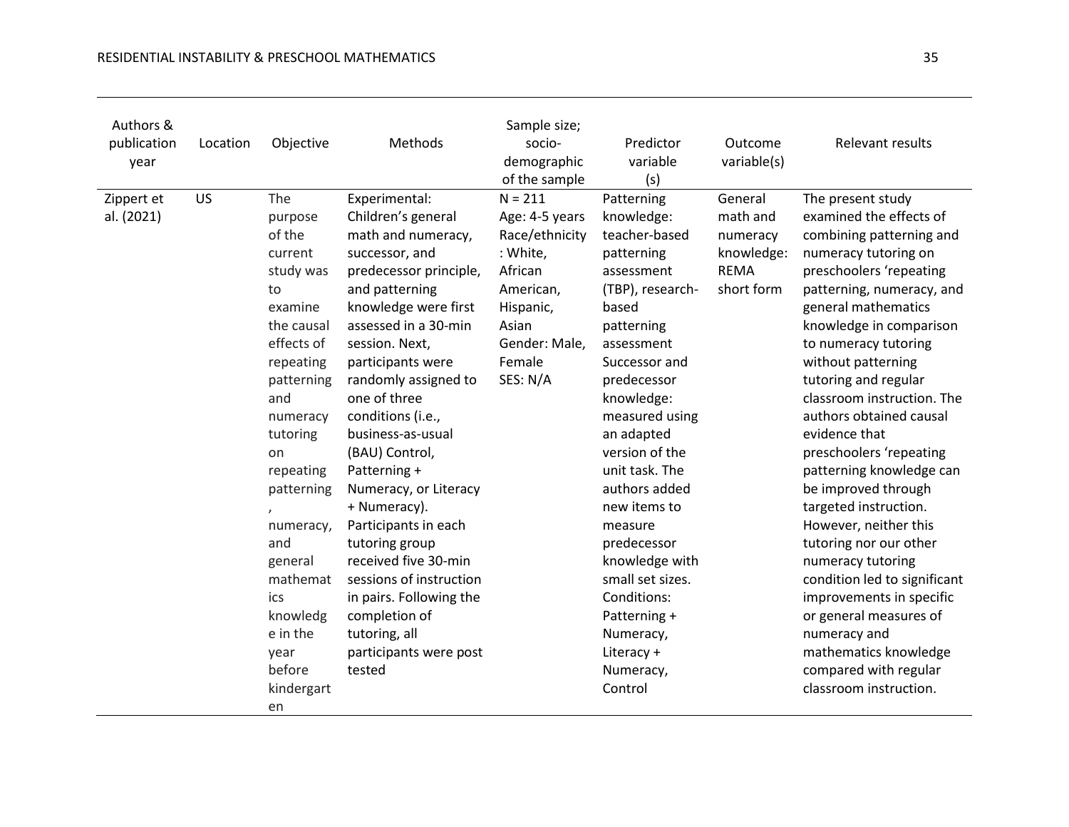| Authors & publication year | Location | Objective | Methods | Sample size; socio-demographic of the sample | Predictor variable (s) | Outcome variable(s) | Relevant results |
|---|---|---|---|---|---|---|---|
| Zippert et al. (2021) | US | The purpose of the current study was to examine the causal effects of repeating patterning and numeracy tutoring on repeating patterning, numeracy, and general mathematics knowledge in the year before kindergarten | Experimental: Children's general math and numeracy, successor, and predecessor principle, and patterning knowledge were first assessed in a 30-min session. Next, participants were randomly assigned to one of three conditions (i.e., business-as-usual (BAU) Control, Patterning + Numeracy, or Literacy + Numeracy). Participants in each tutoring group received five 30-min sessions of instruction in pairs. Following the completion of tutoring, all participants were post tested | N = 211 Age: 4-5 years Race/ethnicity : White, African American, Hispanic, Asian Gender: Male, Female SES: N/A | Patterning knowledge: teacher-based patterning assessment (TBP), research-based patterning assessment Successor and predecessor knowledge: measured using an adapted version of the unit task. The authors added new items to measure predecessor knowledge with small set sizes. Conditions: Patterning + Numeracy, Literacy + Numeracy, Control | General math and numeracy knowledge: REMA short form | The present study examined the effects of combining patterning and numeracy tutoring on preschoolers 'repeating patterning, numeracy, and general mathematics knowledge in comparison to numeracy tutoring without patterning tutoring and regular classroom instruction. The authors obtained causal evidence that preschoolers 'repeating patterning knowledge can be improved through targeted instruction. However, neither this tutoring nor our other numeracy tutoring condition led to significant improvements in specific or general measures of numeracy and mathematics knowledge compared with regular classroom instruction. |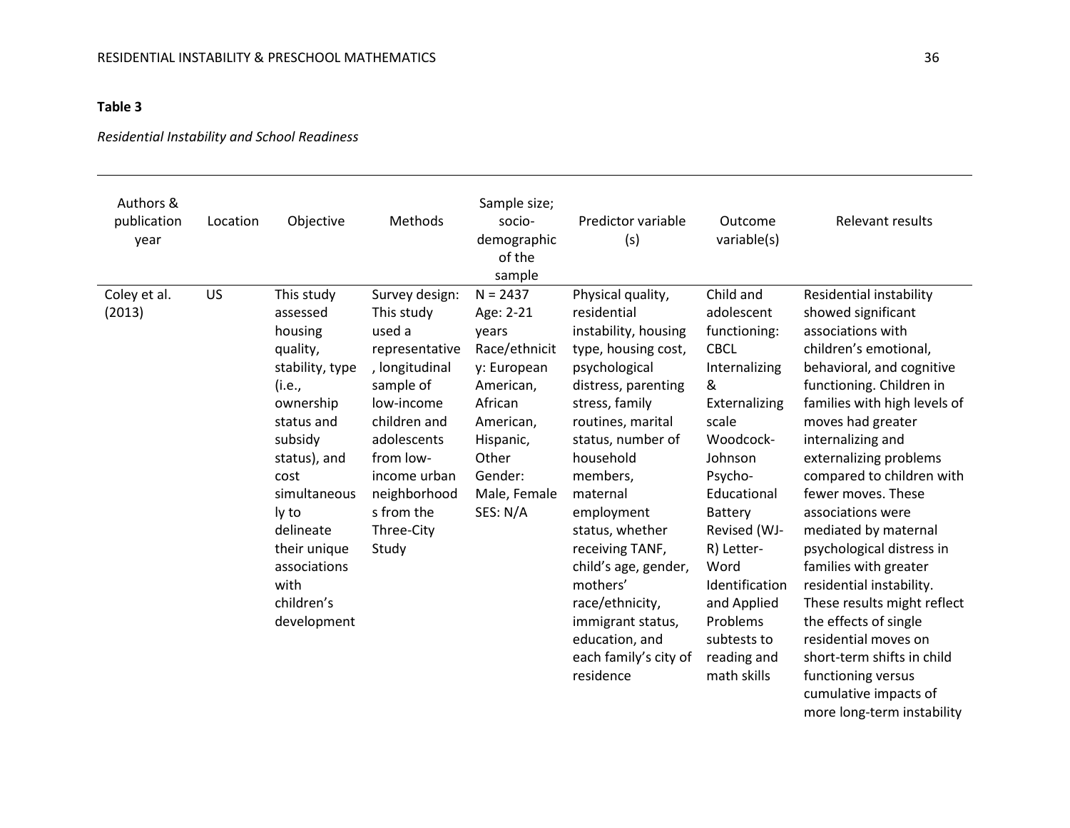**Table 3**

*Residential Instability and School Readiness*

| Authors & publication year | Location | Objective | Methods | Sample size; socio-demographic of the sample | Predictor variable (s) | Outcome variable(s) | Relevant results |
|---|---|---|---|---|---|---|---|
| Coley et al. (2013) | US | This study assessed housing quality, stability, type (i.e., ownership status and subsidy status), and cost simultaneously to delineate their unique associations with children's development | Survey design: This study used a representative, longitudinal sample of low-income children and adolescents from low-income urban neighborhoods from the Three-City Study | N = 2437<br>Age: 2-21 years<br>Race/ethnicity: European American, African American, Hispanic, Other<br>Gender: Male, Female<br>SES: N/A | Physical quality, residential instability, housing type, housing cost, psychological distress, parenting stress, family routines, marital status, number of household members, maternal employment status, whether receiving TANF, child's age, gender, mothers' race/ethnicity, immigrant status, education, and each family's city of residence | Child and adolescent functioning: CBCL Internalizing & Externalizing scale Woodcock-Johnson Psycho-Educational Battery Revised (WJ-R) Letter-Word Identification and Applied Problems subtests to reading and math skills | Residential instability showed significant associations with children's emotional, behavioral, and cognitive functioning. Children in families with high levels of moves had greater internalizing and externalizing problems compared to children with fewer moves. These associations were mediated by maternal psychological distress in families with greater residential instability. These results might reflect the effects of single residential moves on short-term shifts in child functioning versus cumulative impacts of more long-term instability |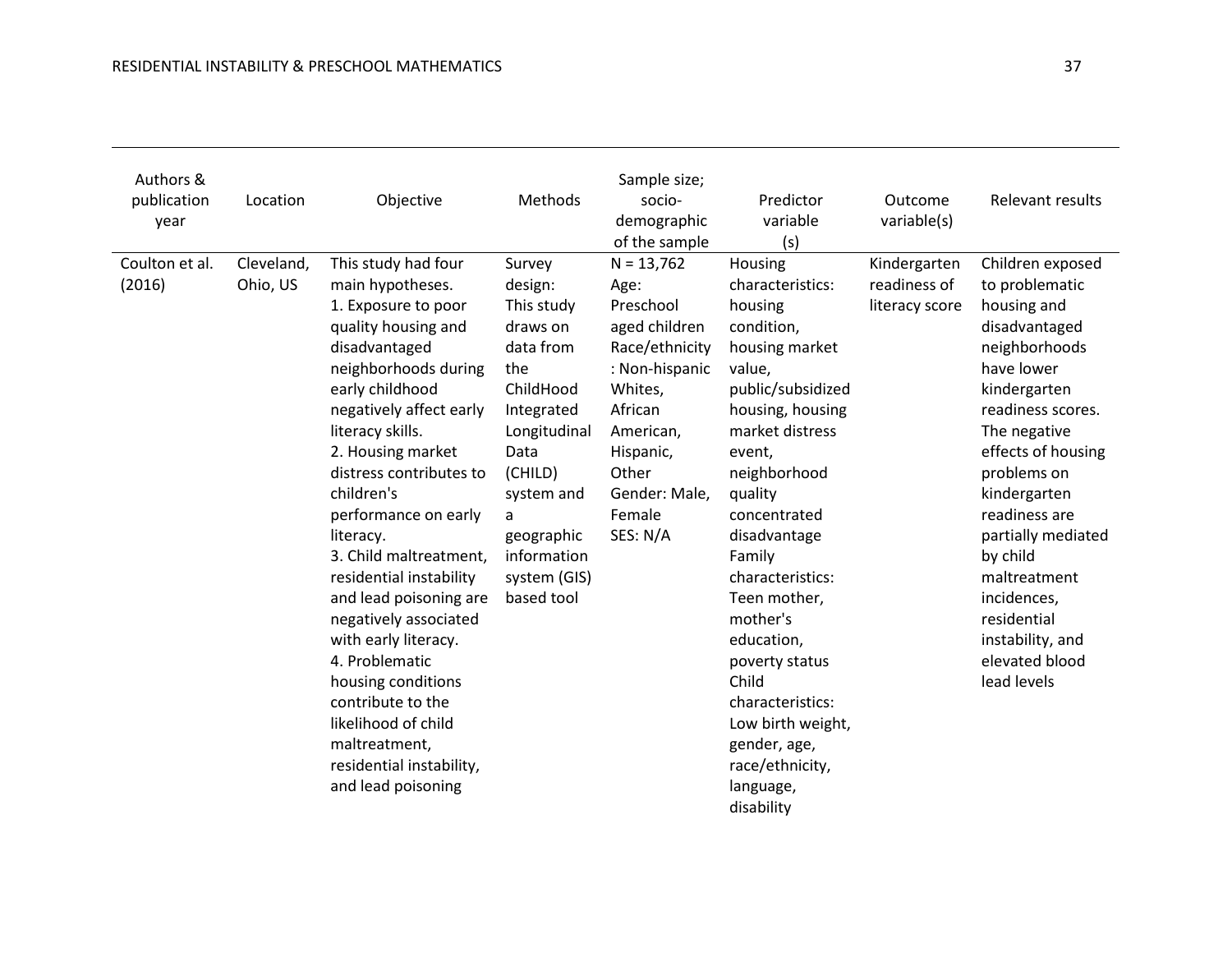| Authors & publication year | Location | Objective | Methods | Sample size; socio-demographic of the sample | Predictor variable (s) | Outcome variable(s) | Relevant results |
|---|---|---|---|---|---|---|---|
| Coulton et al. (2016) | Cleveland, Ohio, US | This study had four main hypotheses. 1. Exposure to poor quality housing and disadvantaged neighborhoods during early childhood negatively affect early literacy skills. 2. Housing market distress contributes to children's performance on early literacy. 3. Child maltreatment, residential instability and lead poisoning are negatively associated with early literacy. 4. Problematic housing conditions contribute to the likelihood of child maltreatment, residential instability, and lead poisoning | Survey design: This study draws on data from the ChildHood Integrated Longitudinal Data (CHILD) system and a geographic information system (GIS) based tool | N = 13,762 Age: Preschool aged children Race/ethnicity: Non-hispanic Whites, African American, Hispanic, Other Gender: Male, Female SES: N/A | Housing characteristics: housing condition, housing market value, public/subsidized housing, housing market distress event, neighborhood quality concentrated disadvantage Family characteristics: Teen mother, mother's education, poverty status Child characteristics: Low birth weight, gender, age, race/ethnicity, language, disability | Kindergarten readiness of literacy score | Children exposed to problematic housing and disadvantaged neighborhoods have lower kindergarten readiness scores. The negative effects of housing problems on kindergarten readiness are partially mediated by child maltreatment incidences, residential instability, and elevated blood lead levels |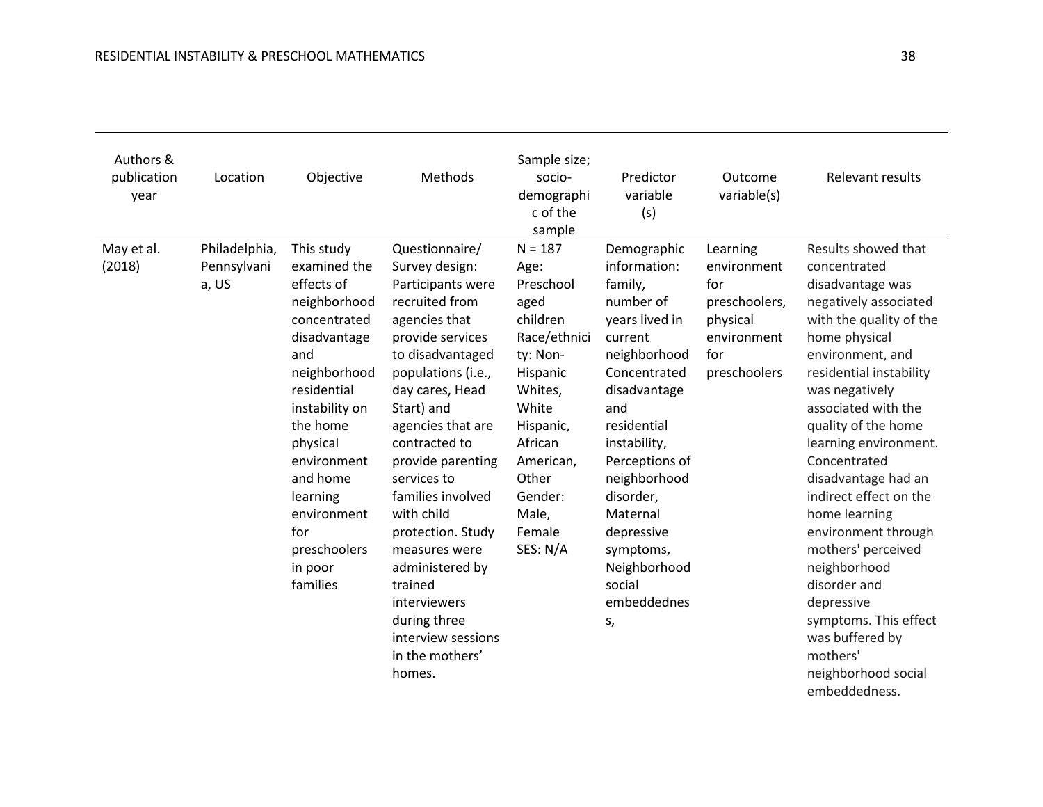| Authors & publication year | Location | Objective | Methods | Sample size; socio-demographic of the sample | Predictor variable (s) | Outcome variable(s) | Relevant results |
|---|---|---|---|---|---|---|---|
| May et al. (2018) | Philadelphia, Pennsylvania, US | This study examined the effects of neighborhood concentrated disadvantage and neighborhood residential instability on the home physical environment and home learning environment for preschoolers in poor families | Questionnaire/ Survey design: Participants were recruited from agencies that provide services to disadvantaged populations (i.e., day cares, Head Start) and agencies that are contracted to provide parenting services to families involved with child protection. Study measures were administered by trained interviewers during three interview sessions in the mothers' homes. | N = 187 Age: Preschool aged children Race/ethnicity: Non-Hispanic Whites, White Hispanic, African American, Other Gender: Male, Female SES: N/A | Demographic information: family, number of years lived in current neighborhood Concentrated disadvantage and residential instability, Perceptions of neighborhood disorder, Maternal depressive symptoms, Neighborhood social embeddedness, | Learning environment for preschoolers, physical environment for preschoolers | Results showed that concentrated disadvantage was negatively associated with the quality of the home physical environment, and residential instability was negatively associated with the quality of the home learning environment. Concentrated disadvantage had an indirect effect on the home learning environment through mothers' perceived neighborhood disorder and depressive symptoms. This effect was buffered by mothers' neighborhood social embeddedness. |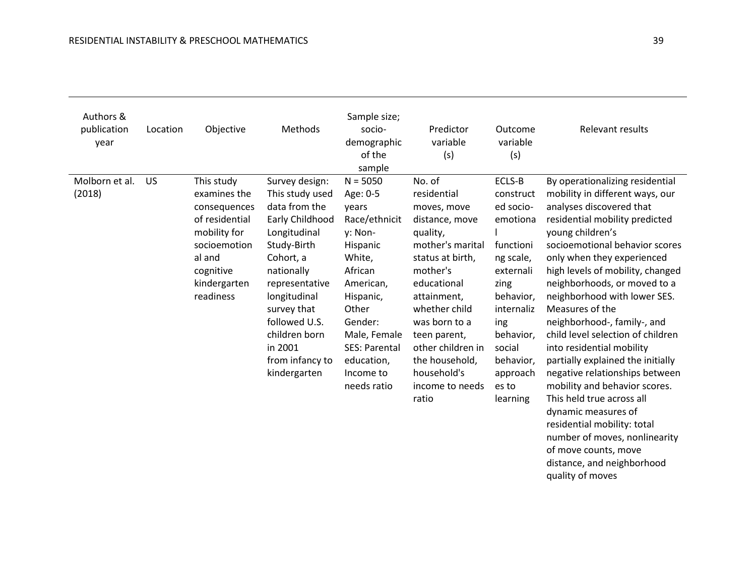| Authors & publication year | Location | Objective | Methods | Sample size; socio-demographic of the sample | Predictor variable (s) | Outcome variable (s) | Relevant results |
|---|---|---|---|---|---|---|---|
| Molborn et al. (2018) | US | This study examines the consequences of residential mobility for socioemotional and cognitive kindergarten readiness | Survey design: This study used data from the Early Childhood Longitudinal Study-Birth Cohort, a nationally representative longitudinal survey that followed U.S. children born in 2001 from infancy to kindergarten | N = 5050 Age: 0-5 years Race/ethnicity: Non-Hispanic White, African American, Hispanic, Other Gender: Male, Female SES: Parental education, Income to needs ratio | No. of residential moves, move distance, move quality, mother's marital status at birth, mother's educational attainment, whether child was born to a teen parent, other children in the household, household's income to needs ratio | ECLS-B constructed socio-emotional functioning scale, externalizing behavior, internalizing behavior, social behavior, approaches to learning | By operationalizing residential mobility in different ways, our analyses discovered that residential mobility predicted young children's socioemotional behavior scores only when they experienced high levels of mobility, changed neighborhoods, or moved to a neighborhood with lower SES. Measures of the neighborhood-, family-, and child level selection of children into residential mobility partially explained the initially negative relationships between mobility and behavior scores. This held true across all dynamic measures of residential mobility: total number of moves, nonlinearity of move counts, move distance, and neighborhood quality of moves |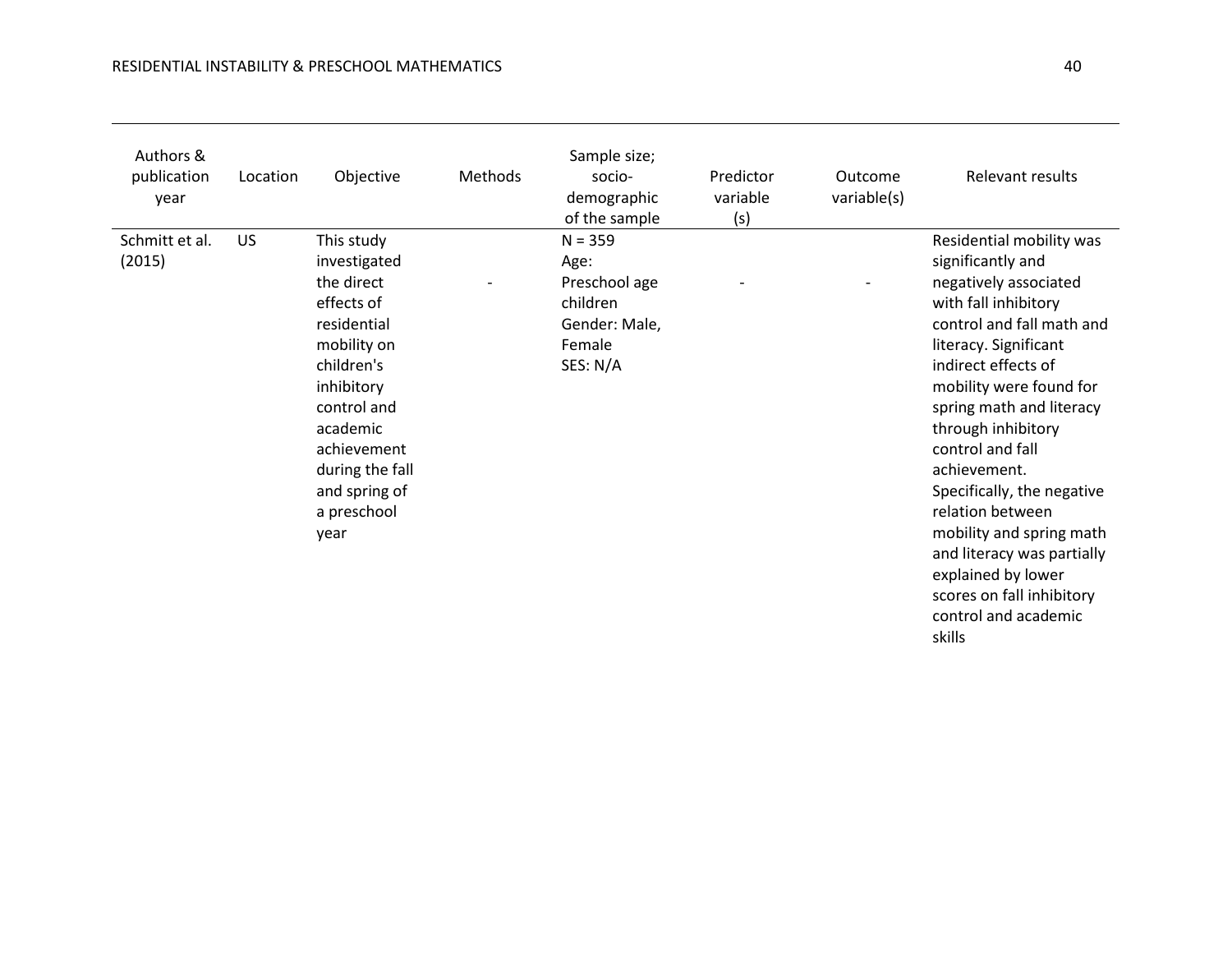| Authors & publication year | Location | Objective | Methods | Sample size; socio-demographic of the sample | Predictor variable (s) | Outcome variable(s) | Relevant results |
|---|---|---|---|---|---|---|---|
| Schmitt et al. (2015) | US | This study investigated the direct effects of residential mobility on children's inhibitory control and academic achievement during the fall and spring of a preschool year | - | N = 359<br>Age: Preschool age children<br>Gender: Male, Female<br>SES: N/A | - | - | Residential mobility was significantly and negatively associated with fall inhibitory control and fall math and literacy. Significant indirect effects of mobility were found for spring math and literacy through inhibitory control and fall achievement. Specifically, the negative relation between mobility and spring math and literacy was partially explained by lower scores on fall inhibitory control and academic skills |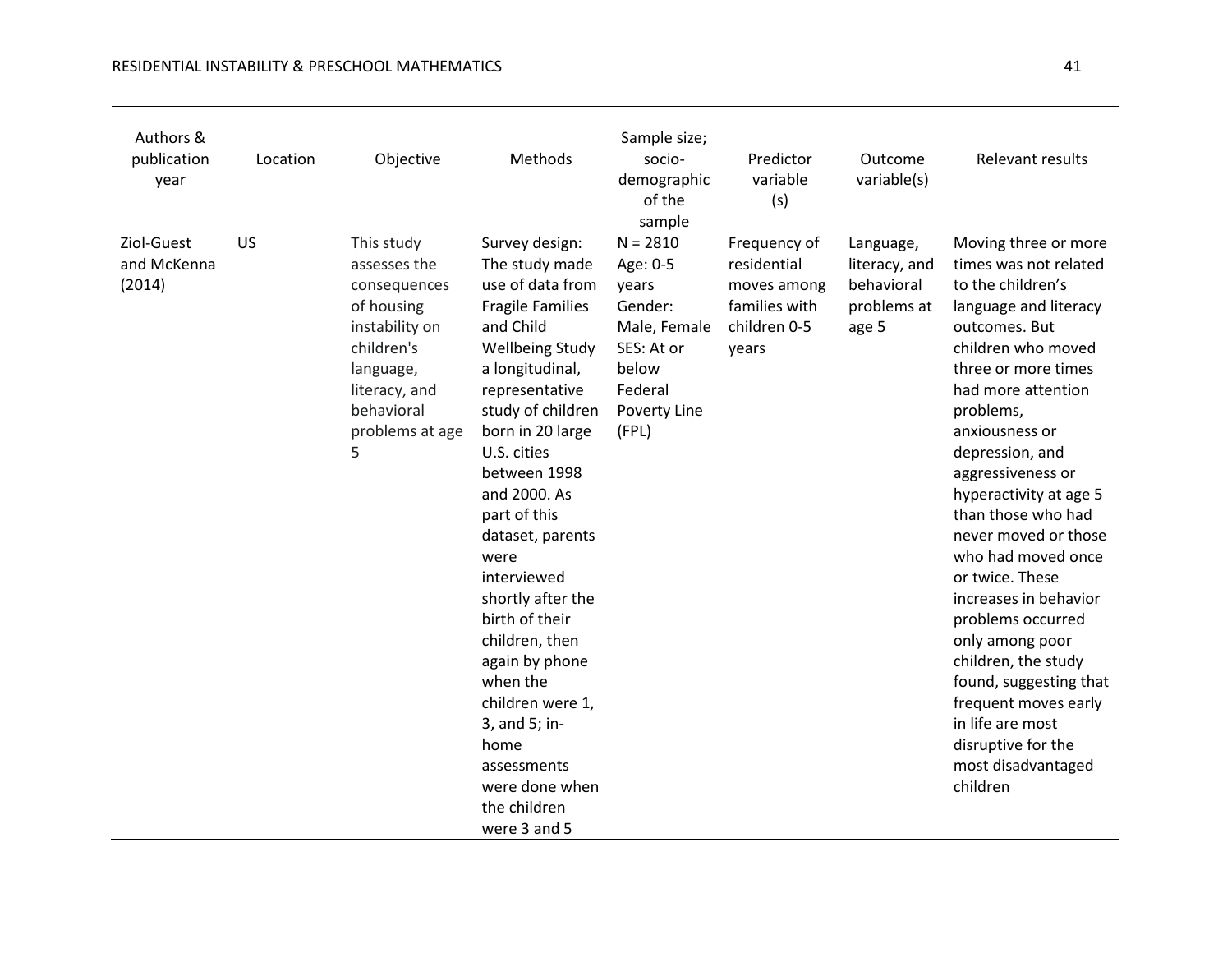| Authors & publication year | Location | Objective | Methods | Sample size; socio-demographic of the sample | Predictor variable (s) | Outcome variable(s) | Relevant results |
|---|---|---|---|---|---|---|---|
| Ziol-Guest and McKenna (2014) | US | This study assesses the consequences of housing instability on children's language, literacy, and behavioral problems at age 5 | Survey design: The study made use of data from Fragile Families and Child Wellbeing Study a longitudinal, representative study of children born in 20 large U.S. cities between 1998 and 2000. As part of this dataset, parents were interviewed shortly after the birth of their children, then again by phone when the children were 1, 3, and 5; in-home assessments were done when the children were 3 and 5 | N = 2810 Age: 0-5 years Gender: Male, Female SES: At or below Federal Poverty Line (FPL) | Frequency of residential moves among families with children 0-5 years | Language, literacy, and behavioral problems at age 5 | Moving three or more times was not related to the children's language and literacy outcomes. But children who moved three or more times had more attention problems, anxiousness or depression, and aggressiveness or hyperactivity at age 5 than those who had never moved or those who had moved once or twice. These increases in behavior problems occurred only among poor children, the study found, suggesting that frequent moves early in life are most disruptive for the most disadvantaged children |